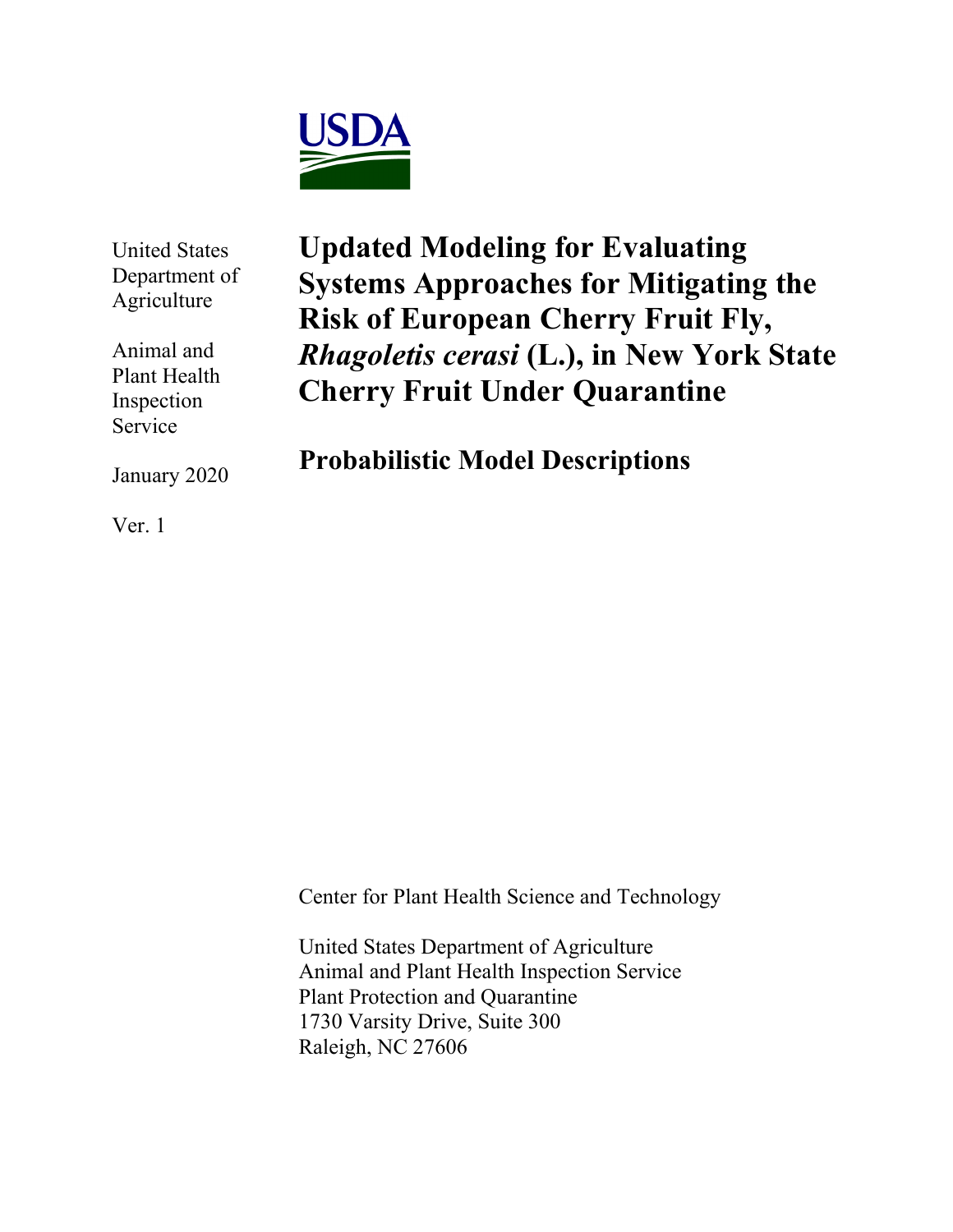United States Department of Agriculture

Animal and Plant Health Inspection Service

January 2020

Ver. 1

# Updated Modeling for Evaluating Systems Approaches for Mitigating the Risk of European Cherry Fruit Fly, *Rhagoletis cerasi* (L.), in New York State Cherry Fruit Under Quarantine

## Probabilistic Model Descriptions

Center for Plant Health Science and Technology

United States Department of Agriculture
Animal and Plant Health Inspection Service
Plant Protection and Quarantine
1730 Varsity Drive, Suite 300
Raleigh, NC 27606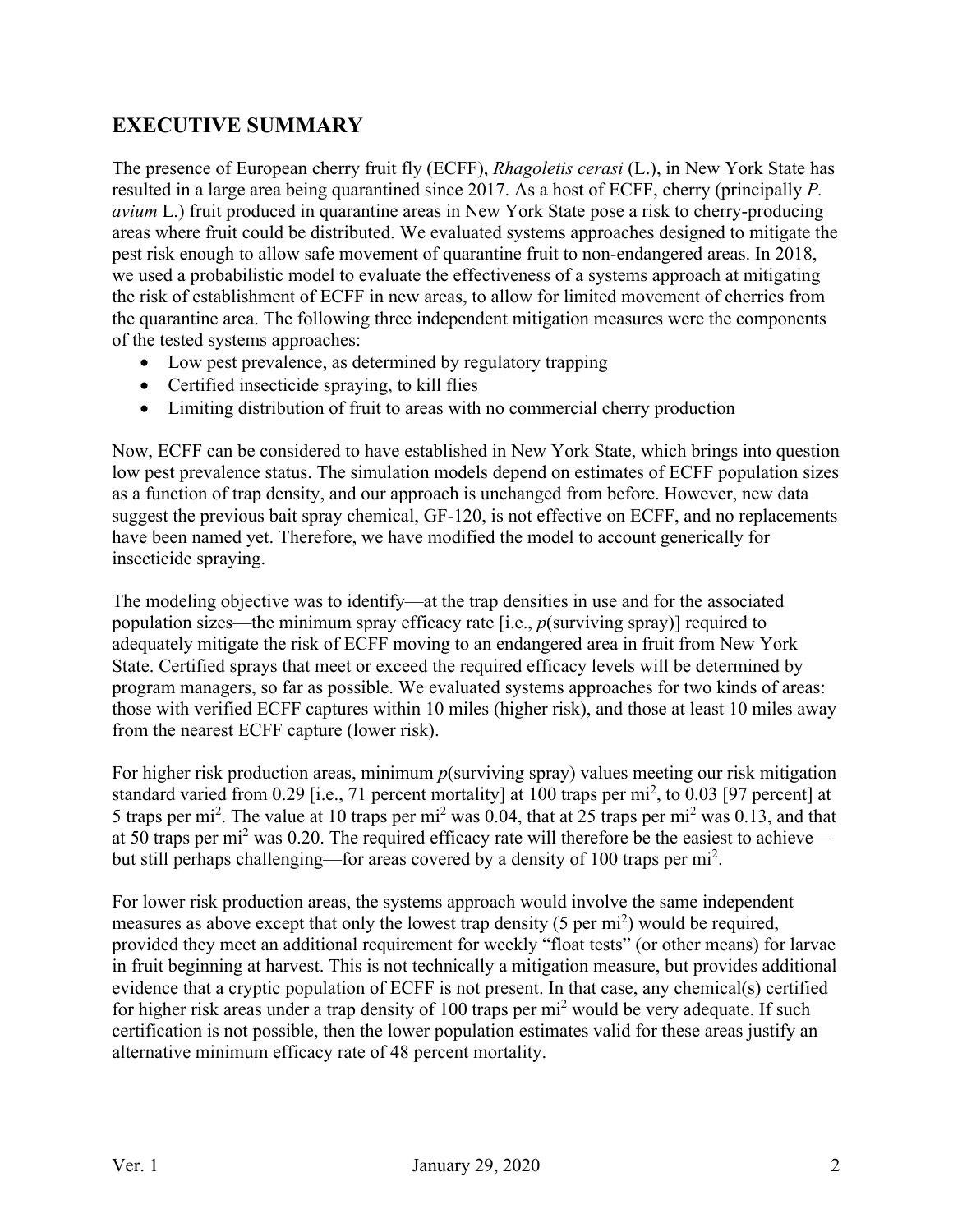## EXECUTIVE SUMMARY

The presence of European cherry fruit fly (ECFF), *Rhagoletis cerasi* (L.), in New York State has resulted in a large area being quarantined since 2017. As a host of ECFF, cherry (principally *P. avium* L.) fruit produced in quarantine areas in New York State pose a risk to cherry-producing areas where fruit could be distributed. We evaluated systems approaches designed to mitigate the pest risk enough to allow safe movement of quarantine fruit to non-endangered areas. In 2018, we used a probabilistic model to evaluate the effectiveness of a systems approach at mitigating the risk of establishment of ECFF in new areas, to allow for limited movement of cherries from the quarantine area. The following three independent mitigation measures were the components of the tested systems approaches:

- Low pest prevalence, as determined by regulatory trapping
- Certified insecticide spraying, to kill flies
- Limiting distribution of fruit to areas with no commercial cherry production

Now, ECFF can be considered to have established in New York State, which brings into question low pest prevalence status. The simulation models depend on estimates of ECFF population sizes as a function of trap density, and our approach is unchanged from before. However, new data suggest the previous bait spray chemical, GF-120, is not effective on ECFF, and no replacements have been named yet. Therefore, we have modified the model to account generically for insecticide spraying.

The modeling objective was to identify—at the trap densities in use and for the associated population sizes—the minimum spray efficacy rate [i.e., *p*(surviving spray)] required to adequately mitigate the risk of ECFF moving to an endangered area in fruit from New York State. Certified sprays that meet or exceed the required efficacy levels will be determined by program managers, so far as possible. We evaluated systems approaches for two kinds of areas: those with verified ECFF captures within 10 miles (higher risk), and those at least 10 miles away from the nearest ECFF capture (lower risk).

For higher risk production areas, minimum *p*(surviving spray) values meeting our risk mitigation standard varied from 0.29 [i.e., 71 percent mortality] at 100 traps per mi$^2$, to 0.03 [97 percent] at 5 traps per mi$^2$. The value at 10 traps per mi$^2$ was 0.04, that at 25 traps per mi$^2$ was 0.13, and that at 50 traps per mi$^2$ was 0.20. The required efficacy rate will therefore be the easiest to achieve—but still perhaps challenging—for areas covered by a density of 100 traps per mi$^2$.

For lower risk production areas, the systems approach would involve the same independent measures as above except that only the lowest trap density (5 per mi$^2$) would be required, provided they meet an additional requirement for weekly "float tests" (or other means) for larvae in fruit beginning at harvest. This is not technically a mitigation measure, but provides additional evidence that a cryptic population of ECFF is not present. In that case, any chemical(s) certified for higher risk areas under a trap density of 100 traps per mi$^2$ would be very adequate. If such certification is not possible, then the lower population estimates valid for these areas justify an alternative minimum efficacy rate of 48 percent mortality.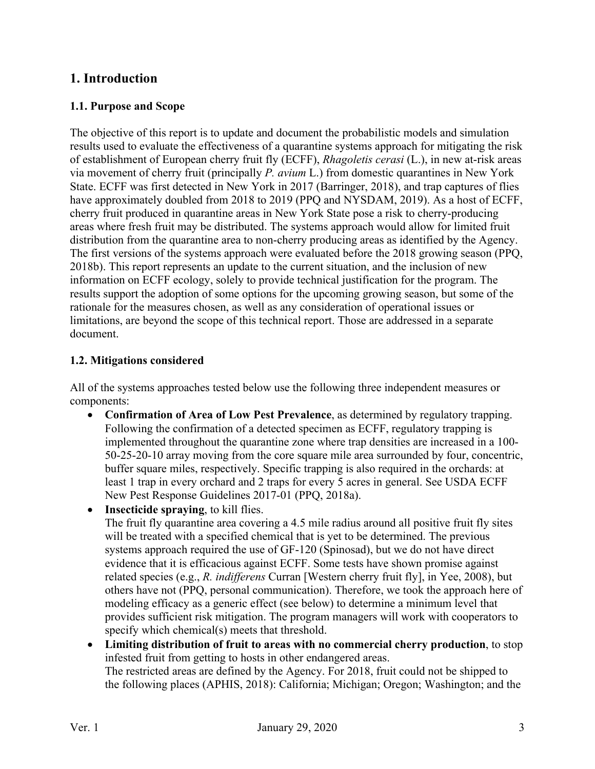# 1. Introduction

## 1.1. Purpose and Scope

The objective of this report is to update and document the probabilistic models and simulation results used to evaluate the effectiveness of a quarantine systems approach for mitigating the risk of establishment of European cherry fruit fly (ECFF), *Rhagoletis cerasi* (L.), in new at-risk areas via movement of cherry fruit (principally *P. avium* L.) from domestic quarantines in New York State. ECFF was first detected in New York in 2017 (Barringer, 2018), and trap captures of flies have approximately doubled from 2018 to 2019 (PPQ and NYSDAM, 2019). As a host of ECFF, cherry fruit produced in quarantine areas in New York State pose a risk to cherry-producing areas where fresh fruit may be distributed. The systems approach would allow for limited fruit distribution from the quarantine area to non-cherry producing areas as identified by the Agency. The first versions of the systems approach were evaluated before the 2018 growing season (PPQ, 2018b). This report represents an update to the current situation, and the inclusion of new information on ECFF ecology, solely to provide technical justification for the program. The results support the adoption of some options for the upcoming growing season, but some of the rationale for the measures chosen, as well as any consideration of operational issues or limitations, are beyond the scope of this technical report. Those are addressed in a separate document.

## 1.2. Mitigations considered

All of the systems approaches tested below use the following three independent measures or components:

- **Confirmation of Area of Low Pest Prevalence**, as determined by regulatory trapping. Following the confirmation of a detected specimen as ECFF, regulatory trapping is implemented throughout the quarantine zone where trap densities are increased in a 100-50-25-20-10 array moving from the core square mile area surrounded by four, concentric, buffer square miles, respectively. Specific trapping is also required in the orchards: at least 1 trap in every orchard and 2 traps for every 5 acres in general. See USDA ECFF New Pest Response Guidelines 2017-01 (PPQ, 2018a).
- **Insecticide spraying**, to kill flies.
  The fruit fly quarantine area covering a 4.5 mile radius around all positive fruit fly sites will be treated with a specified chemical that is yet to be determined. The previous systems approach required the use of GF-120 (Spinosad), but we do not have direct evidence that it is efficacious against ECFF. Some tests have shown promise against related species (e.g., *R. indifferens* Curran [Western cherry fruit fly], in Yee, 2008), but others have not (PPQ, personal communication). Therefore, we took the approach here of modeling efficacy as a generic effect (see below) to determine a minimum level that provides sufficient risk mitigation. The program managers will work with cooperators to specify which chemical(s) meets that threshold.
- **Limiting distribution of fruit to areas with no commercial cherry production**, to stop infested fruit from getting to hosts in other endangered areas.
  The restricted areas are defined by the Agency. For 2018, fruit could not be shipped to the following places (APHIS, 2018): California; Michigan; Oregon; Washington; and the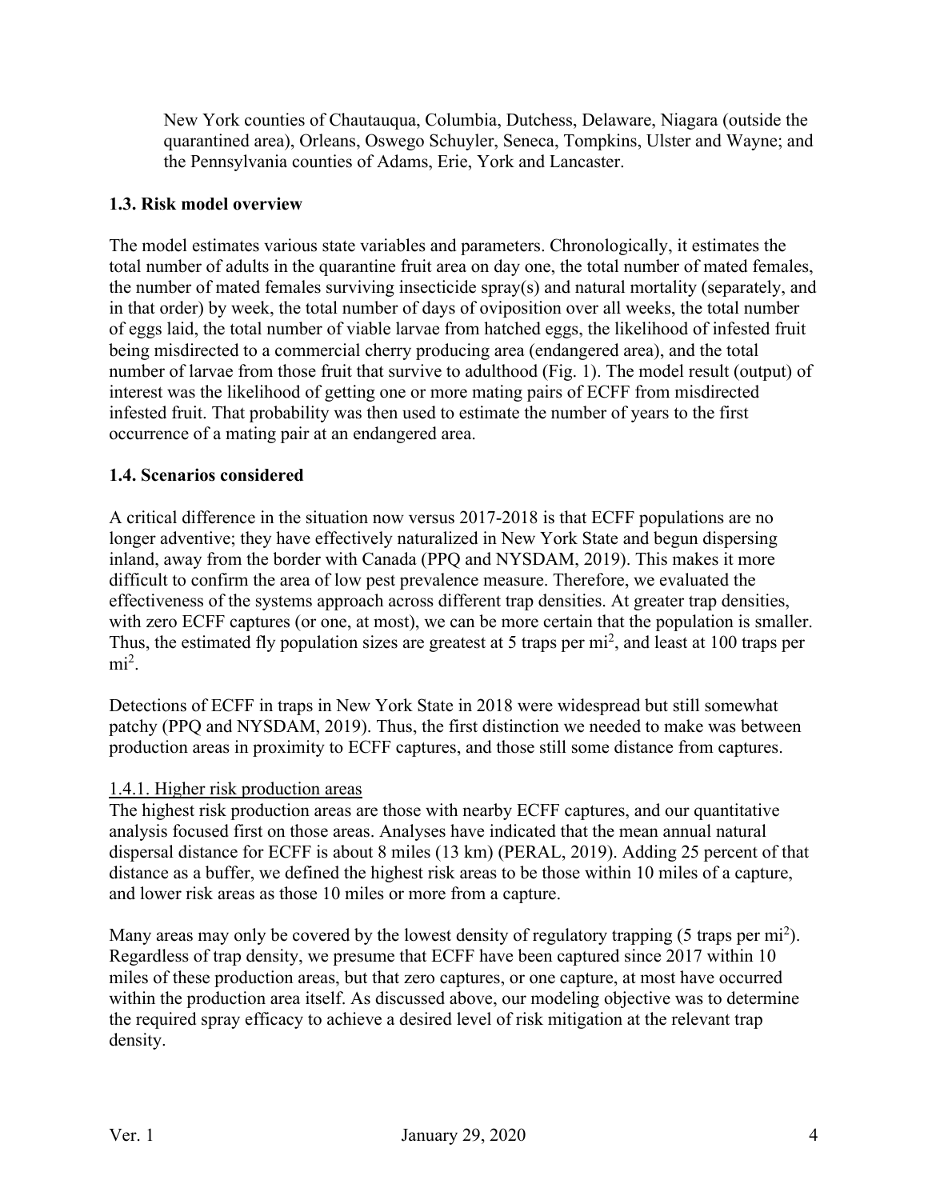New York counties of Chautauqua, Columbia, Dutchess, Delaware, Niagara (outside the quarantined area), Orleans, Oswego Schuyler, Seneca, Tompkins, Ulster and Wayne; and the Pennsylvania counties of Adams, Erie, York and Lancaster.

### 1.3. Risk model overview

The model estimates various state variables and parameters. Chronologically, it estimates the total number of adults in the quarantine fruit area on day one, the total number of mated females, the number of mated females surviving insecticide spray(s) and natural mortality (separately, and in that order) by week, the total number of days of oviposition over all weeks, the total number of eggs laid, the total number of viable larvae from hatched eggs, the likelihood of infested fruit being misdirected to a commercial cherry producing area (endangered area), and the total number of larvae from those fruit that survive to adulthood (Fig. 1). The model result (output) of interest was the likelihood of getting one or more mating pairs of ECFF from misdirected infested fruit. That probability was then used to estimate the number of years to the first occurrence of a mating pair at an endangered area.

### 1.4. Scenarios considered

A critical difference in the situation now versus 2017-2018 is that ECFF populations are no longer adventive; they have effectively naturalized in New York State and begun dispersing inland, away from the border with Canada (PPQ and NYSDAM, 2019). This makes it more difficult to confirm the area of low pest prevalence measure. Therefore, we evaluated the effectiveness of the systems approach across different trap densities. At greater trap densities, with zero ECFF captures (or one, at most), we can be more certain that the population is smaller. Thus, the estimated fly population sizes are greatest at 5 traps per $mi^2$, and least at 100 traps per $mi^2$.

Detections of ECFF in traps in New York State in 2018 were widespread but still somewhat patchy (PPQ and NYSDAM, 2019). Thus, the first distinction we needed to make was between production areas in proximity to ECFF captures, and those still some distance from captures.

#### 1.4.1. Higher risk production areas

The highest risk production areas are those with nearby ECFF captures, and our quantitative analysis focused first on those areas. Analyses have indicated that the mean annual natural dispersal distance for ECFF is about 8 miles (13 km) (PERAL, 2019). Adding 25 percent of that distance as a buffer, we defined the highest risk areas to be those within 10 miles of a capture, and lower risk areas as those 10 miles or more from a capture.

Many areas may only be covered by the lowest density of regulatory trapping (5 traps per $mi^2$). Regardless of trap density, we presume that ECFF have been captured since 2017 within 10 miles of these production areas, but that zero captures, or one capture, at most have occurred within the production area itself. As discussed above, our modeling objective was to determine the required spray efficacy to achieve a desired level of risk mitigation at the relevant trap density.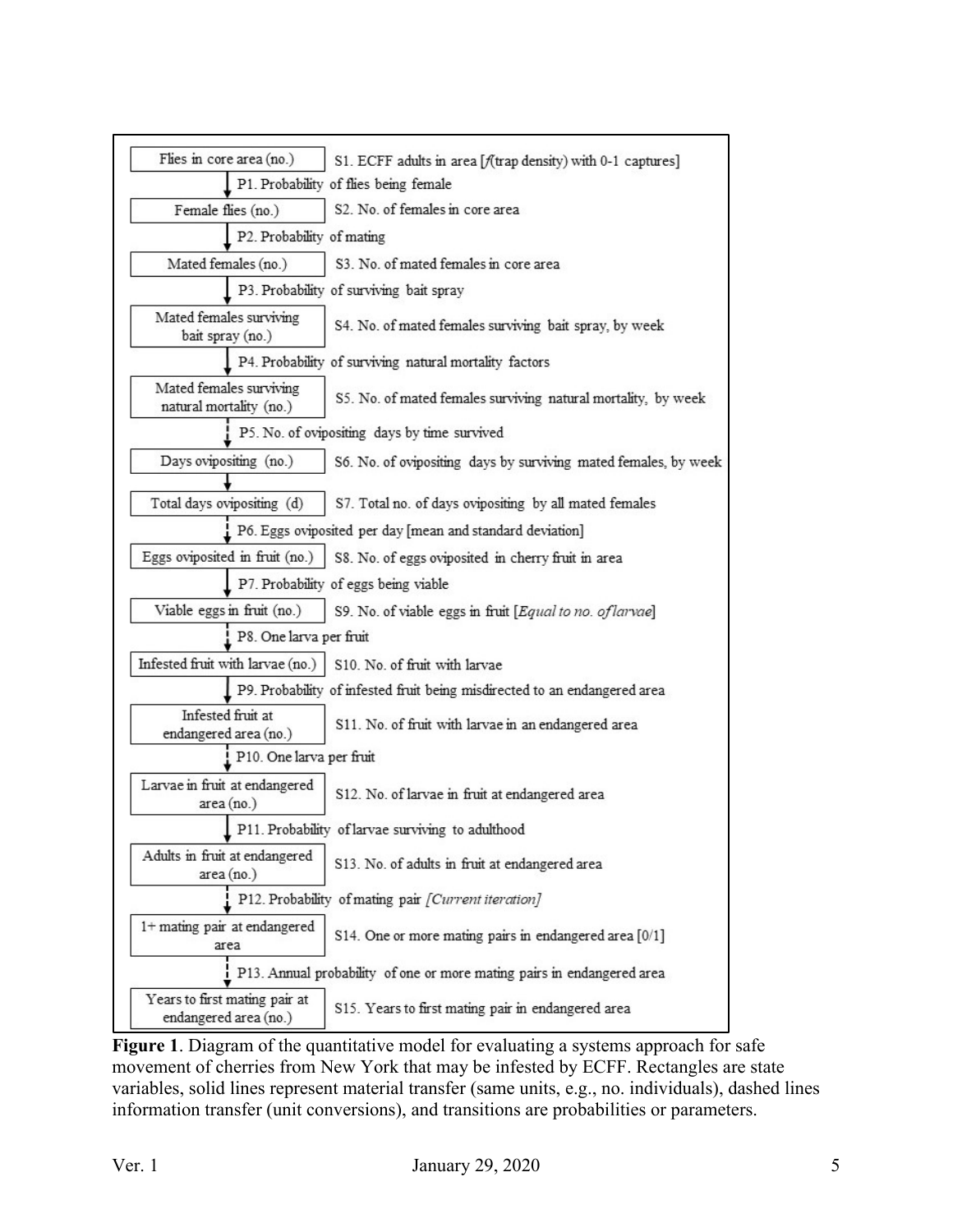| State variable | Description |
|---|---|
| Flies in core area (no.) | S1. ECFF adults in area [*f*(trap density) with 0-1 captures] |
| ↓ P1. Probability of flies being female | |
| Female flies (no.) | S2. No. of females in core area |
| ↓ P2. Probability of mating | |
| Mated females (no.) | S3. No. of mated females in core area |
| ↓ P3. Probability of surviving bait spray | |
| Mated females surviving bait spray (no.) | S4. No. of mated females surviving bait spray, by week |
| ↓ P4. Probability of surviving natural mortality factors | |
| Mated females surviving natural mortality (no.) | S5. No. of mated females surviving natural mortality, by week |
| ⇣ P5. No. of ovipositing days by time survived | |
| Days ovipositing (no.) | S6. No. of ovipositing days by surviving mated females, by week |
| ↓ | |
| Total days ovipositing (d) | S7. Total no. of days ovipositing by all mated females |
| ⇣ P6. Eggs oviposited per day [mean and standard deviation] | |
| Eggs oviposited in fruit (no.) | S8. No. of eggs oviposited in cherry fruit in area |
| ↓ P7. Probability of eggs being viable | |
| Viable eggs in fruit (no.) | S9. No. of viable eggs in fruit [*Equal to no. of larvae*] |
| ⇣ P8. One larva per fruit | |
| Infested fruit with larvae (no.) | S10. No. of fruit with larvae |
| ↓ P9. Probability of infested fruit being misdirected to an endangered area | |
| Infested fruit at endangered area (no.) | S11. No. of fruit with larvae in an endangered area |
| ⇣ P10. One larva per fruit | |
| Larvae in fruit at endangered area (no.) | S12. No. of larvae in fruit at endangered area |
| ↓ P11. Probability of larvae surviving to adulthood | |
| Adults in fruit at endangered area (no.) | S13. No. of adults in fruit at endangered area |
| ⇣ P12. Probability of mating pair [*Current iteration*] | |
| 1+ mating pair at endangered area | S14. One or more mating pairs in endangered area [0/1] |
| ⇣ P13. Annual probability of one or more mating pairs in endangered area | |
| Years to first mating pair at endangered area (no.) | S15. Years to first mating pair in endangered area |

**Figure 1**. Diagram of the quantitative model for evaluating a systems approach for safe movement of cherries from New York that may be infested by ECFF. Rectangles are state variables, solid lines represent material transfer (same units, e.g., no. individuals), dashed lines information transfer (unit conversions), and transitions are probabilities or parameters.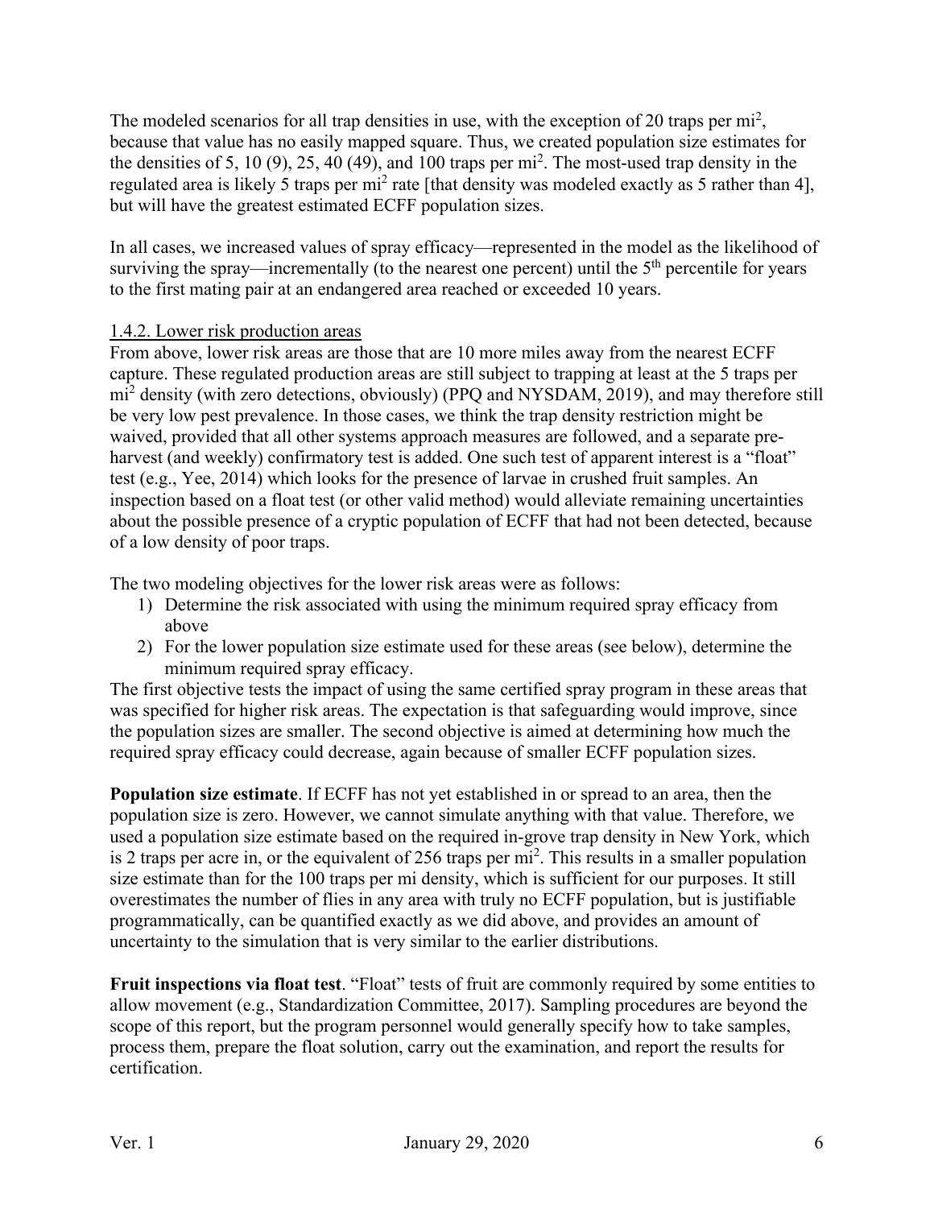The modeled scenarios for all trap densities in use, with the exception of 20 traps per $mi^2$, because that value has no easily mapped square. Thus, we created population size estimates for the densities of 5, 10 (9), 25, 40 (49), and 100 traps per $mi^2$. The most-used trap density in the regulated area is likely 5 traps per $mi^2$ rate [that density was modeled exactly as 5 rather than 4], but will have the greatest estimated ECFF population sizes.

In all cases, we increased values of spray efficacy—represented in the model as the likelihood of surviving the spray—incrementally (to the nearest one percent) until the $5^{th}$ percentile for years to the first mating pair at an endangered area reached or exceeded 10 years.

### 1.4.2. Lower risk production areas

From above, lower risk areas are those that are 10 more miles away from the nearest ECFF capture. These regulated production areas are still subject to trapping at least at the 5 traps per $mi^2$ density (with zero detections, obviously) (PPQ and NYSDAM, 2019), and may therefore still be very low pest prevalence. In those cases, we think the trap density restriction might be waived, provided that all other systems approach measures are followed, and a separate pre-harvest (and weekly) confirmatory test is added. One such test of apparent interest is a "float" test (e.g., Yee, 2014) which looks for the presence of larvae in crushed fruit samples. An inspection based on a float test (or other valid method) would alleviate remaining uncertainties about the possible presence of a cryptic population of ECFF that had not been detected, because of a low density of poor traps.

The two modeling objectives for the lower risk areas were as follows:

1) Determine the risk associated with using the minimum required spray efficacy from above
2) For the lower population size estimate used for these areas (see below), determine the minimum required spray efficacy.

The first objective tests the impact of using the same certified spray program in these areas that was specified for higher risk areas. The expectation is that safeguarding would improve, since the population sizes are smaller. The second objective is aimed at determining how much the required spray efficacy could decrease, again because of smaller ECFF population sizes.

**Population size estimate**. If ECFF has not yet established in or spread to an area, then the population size is zero. However, we cannot simulate anything with that value. Therefore, we used a population size estimate based on the required in-grove trap density in New York, which is 2 traps per acre in, or the equivalent of 256 traps per $mi^2$. This results in a smaller population size estimate than for the 100 traps per mi density, which is sufficient for our purposes. It still overestimates the number of flies in any area with truly no ECFF population, but is justifiable programmatically, can be quantified exactly as we did above, and provides an amount of uncertainty to the simulation that is very similar to the earlier distributions.

**Fruit inspections via float test**. "Float" tests of fruit are commonly required by some entities to allow movement (e.g., Standardization Committee, 2017). Sampling procedures are beyond the scope of this report, but the program personnel would generally specify how to take samples, process them, prepare the float solution, carry out the examination, and report the results for certification.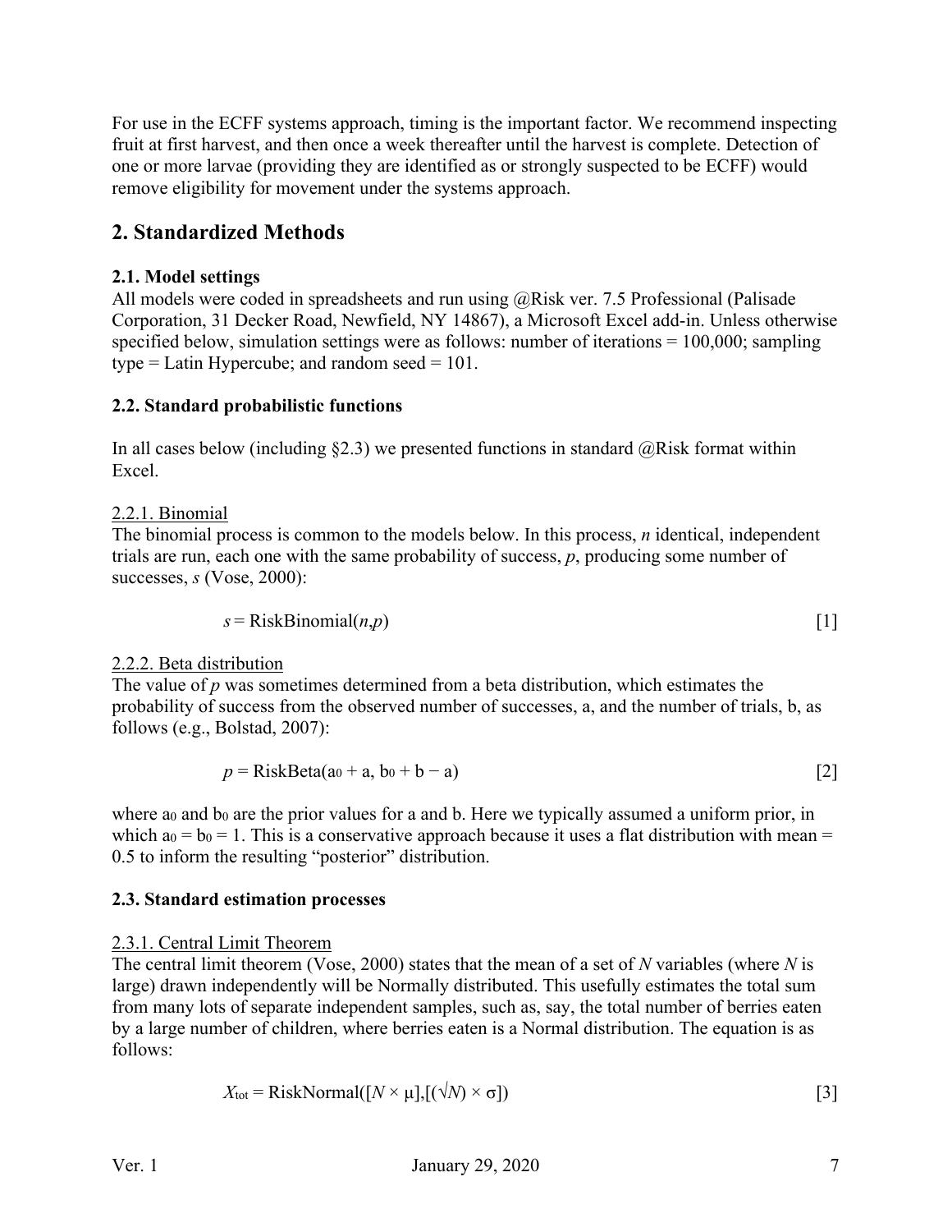For use in the ECFF systems approach, timing is the important factor. We recommend inspecting fruit at first harvest, and then once a week thereafter until the harvest is complete. Detection of one or more larvae (providing they are identified as or strongly suspected to be ECFF) would remove eligibility for movement under the systems approach.

## 2. Standardized Methods

### 2.1. Model settings

All models were coded in spreadsheets and run using @Risk ver. 7.5 Professional (Palisade Corporation, 31 Decker Road, Newfield, NY 14867), a Microsoft Excel add-in. Unless otherwise specified below, simulation settings were as follows: number of iterations = 100,000; sampling type = Latin Hypercube; and random seed = 101.

### 2.2. Standard probabilistic functions

In all cases below (including §2.3) we presented functions in standard @Risk format within Excel.

2.2.1. Binomial

The binomial process is common to the models below. In this process, $n$ identical, independent trials are run, each one with the same probability of success, $p$, producing some number of successes, $s$ (Vose, 2000):

$$s = \text{RiskBinomial}(n,p) \qquad [1]$$

2.2.2. Beta distribution

The value of $p$ was sometimes determined from a beta distribution, which estimates the probability of success from the observed number of successes, a, and the number of trials, b, as follows (e.g., Bolstad, 2007):

$$p = \text{RiskBeta}(a_0 + a,\ b_0 + b - a) \qquad [2]$$

where $a_0$ and $b_0$ are the prior values for a and b. Here we typically assumed a uniform prior, in which $a_0 = b_0 = 1$. This is a conservative approach because it uses a flat distribution with mean = 0.5 to inform the resulting "posterior" distribution.

### 2.3. Standard estimation processes

2.3.1. Central Limit Theorem

The central limit theorem (Vose, 2000) states that the mean of a set of $N$ variables (where $N$ is large) drawn independently will be Normally distributed. This usefully estimates the total sum from many lots of separate independent samples, such as, say, the total number of berries eaten by a large number of children, where berries eaten is a Normal distribution. The equation is as follows:

$$X_{\text{tot}} = \text{RiskNormal}([N \times \mu],[(\sqrt{N}) \times \sigma]) \qquad [3]$$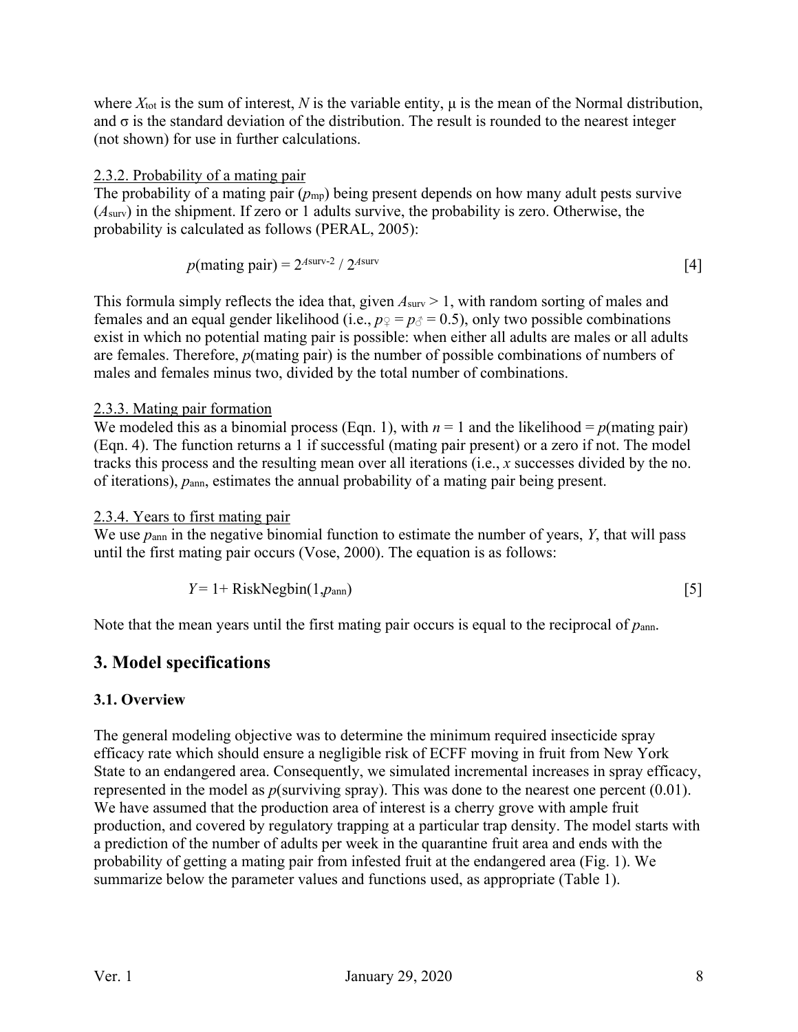where $X_{tot}$ is the sum of interest, $N$ is the variable entity, $\mu$ is the mean of the Normal distribution, and $\sigma$ is the standard deviation of the distribution. The result is rounded to the nearest integer (not shown) for use in further calculations.

2.3.2. Probability of a mating pair

The probability of a mating pair ($p_{mp}$) being present depends on how many adult pests survive ($A_{surv}$) in the shipment. If zero or 1 adults survive, the probability is zero. Otherwise, the probability is calculated as follows (PERAL, 2005):

$$p(\text{mating pair}) = 2^{A\text{surv-2}} / 2^{A\text{surv}} \qquad [4]$$

This formula simply reflects the idea that, given $A_{surv} > 1$, with random sorting of males and females and an equal gender likelihood (i.e., $p_{♀} = p_{♂} = 0.5$), only two possible combinations exist in which no potential mating pair is possible: when either all adults are males or all adults are females. Therefore, $p$(mating pair) is the number of possible combinations of numbers of males and females minus two, divided by the total number of combinations.

2.3.3. Mating pair formation

We modeled this as a binomial process (Eqn. 1), with $n = 1$ and the likelihood = $p$(mating pair) (Eqn. 4). The function returns a 1 if successful (mating pair present) or a zero if not. The model tracks this process and the resulting mean over all iterations (i.e., $x$ successes divided by the no. of iterations), $p_{ann}$, estimates the annual probability of a mating pair being present.

2.3.4. Years to first mating pair

We use $p_{ann}$ in the negative binomial function to estimate the number of years, $Y$, that will pass until the first mating pair occurs (Vose, 2000). The equation is as follows:

$$Y = 1 + \text{RiskNegbin}(1, p_{ann}) \qquad [5]$$

Note that the mean years until the first mating pair occurs is equal to the reciprocal of $p_{ann}$.

## 3. Model specifications

### 3.1. Overview

The general modeling objective was to determine the minimum required insecticide spray efficacy rate which should ensure a negligible risk of ECFF moving in fruit from New York State to an endangered area. Consequently, we simulated incremental increases in spray efficacy, represented in the model as $p$(surviving spray). This was done to the nearest one percent (0.01). We have assumed that the production area of interest is a cherry grove with ample fruit production, and covered by regulatory trapping at a particular trap density. The model starts with a prediction of the number of adults per week in the quarantine fruit area and ends with the probability of getting a mating pair from infested fruit at the endangered area (Fig. 1). We summarize below the parameter values and functions used, as appropriate (Table 1).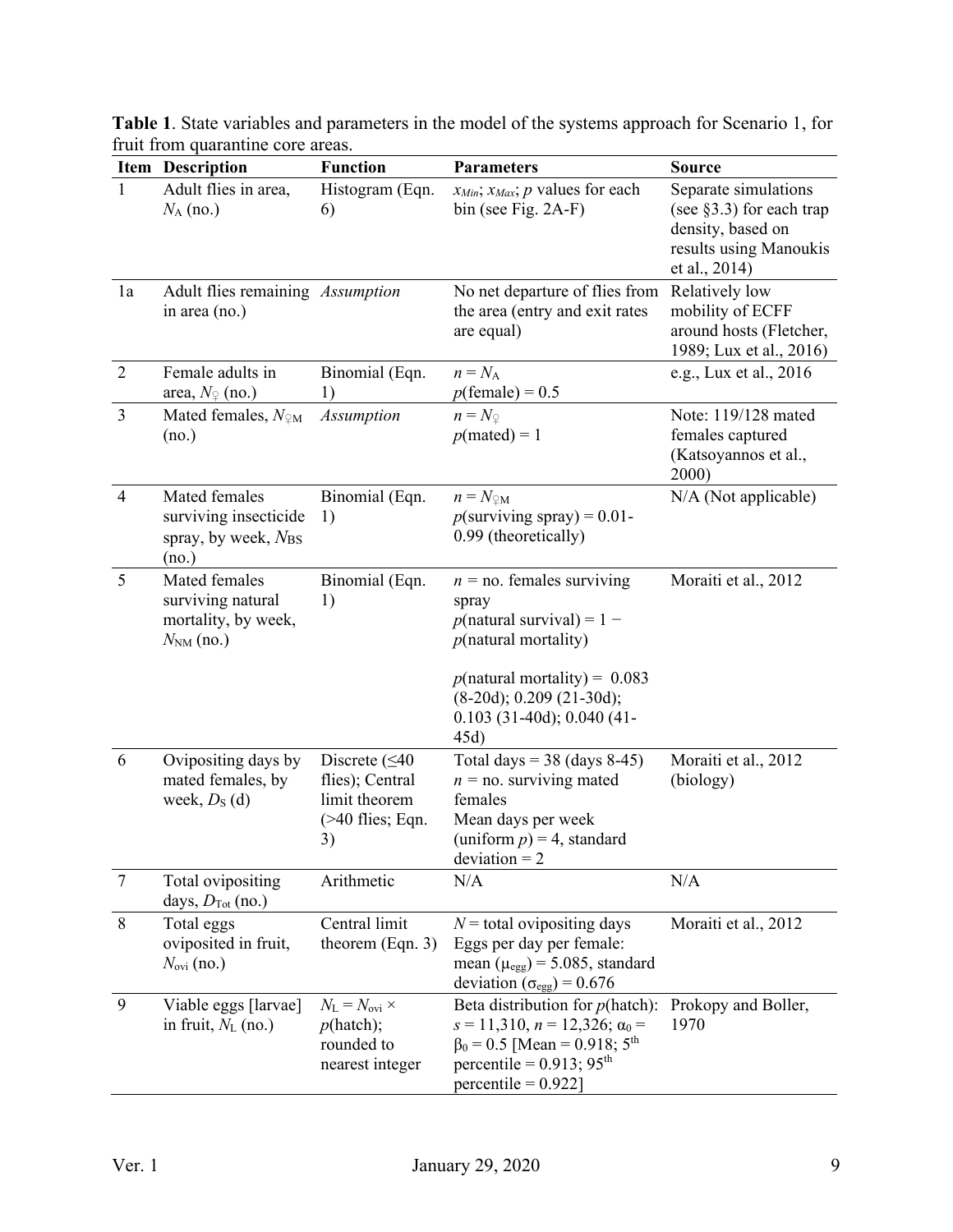**Table 1**. State variables and parameters in the model of the systems approach for Scenario 1, for fruit from quarantine core areas.

| Item | Description | Function | Parameters | Source |
|---|---|---|---|---|
| 1 | Adult flies in area, $N_A$ (no.) | Histogram (Eqn. 6) | $x_{Min}$; $x_{Max}$; $p$ values for each bin (see Fig. 2A-F) | Separate simulations (see §3.3) for each trap density, based on results using Manoukis et al., 2014) |
| 1a | Adult flies remaining in area (no.) | *Assumption* | No net departure of flies from the area (entry and exit rates are equal) | Relatively low mobility of ECFF around hosts (Fletcher, 1989; Lux et al., 2016) |
| 2 | Female adults in area, $N_♀$ (no.) | Binomial (Eqn. 1) | $n = N_A$<br>$p(\text{female}) = 0.5$ | e.g., Lux et al., 2016 |
| 3 | Mated females, $N_{♀M}$ (no.) | *Assumption* | $n = N_♀$<br>$p(\text{mated}) = 1$ | Note: 119/128 mated females captured (Katsoyannos et al., 2000) |
| 4 | Mated females surviving insecticide spray, by week, $N_{BS}$ (no.) | Binomial (Eqn. 1) | $n = N_{♀M}$<br>$p(\text{surviving spray}) = 0.01\text{-}0.99$ (theoretically) | N/A (Not applicable) |
| 5 | Mated females surviving natural mortality, by week, $N_{NM}$ (no.) | Binomial (Eqn. 1) | $n$ = no. females surviving spray<br>$p(\text{natural survival}) = 1 - p(\text{natural mortality})$<br><br>$p(\text{natural mortality}) = 0.083$ (8-20d); 0.209 (21-30d); 0.103 (31-40d); 0.040 (41-45d) | Moraiti et al., 2012 |
| 6 | Ovipositing days by mated females, by week, $D_S$ (d) | Discrete (≤40 flies); Central limit theorem (>40 flies; Eqn. 3) | Total days = 38 (days 8-45)<br>$n$ = no. surviving mated females<br>Mean days per week (uniform $p$) = 4, standard deviation = 2 | Moraiti et al., 2012 (biology) |
| 7 | Total ovipositing days, $D_{Tot}$ (no.) | Arithmetic | N/A | N/A |
| 8 | Total eggs oviposited in fruit, $N_{ovi}$ (no.) | Central limit theorem (Eqn. 3) | $N$ = total ovipositing days<br>Eggs per day per female: mean ($\mu_{egg}$) = 5.085, standard deviation ($\sigma_{egg}$) = 0.676 | Moraiti et al., 2012 |
| 9 | Viable eggs [larvae] in fruit, $N_L$ (no.) | $N_L = N_{ovi} \times p(\text{hatch})$; rounded to nearest integer | Beta distribution for $p(\text{hatch})$: $s$ = 11,310, $n$ = 12,326; $\alpha_0 = \beta_0 = 0.5$ [Mean = 0.918; 5th percentile = 0.913; 95th percentile = 0.922] | Prokopy and Boller, 1970 |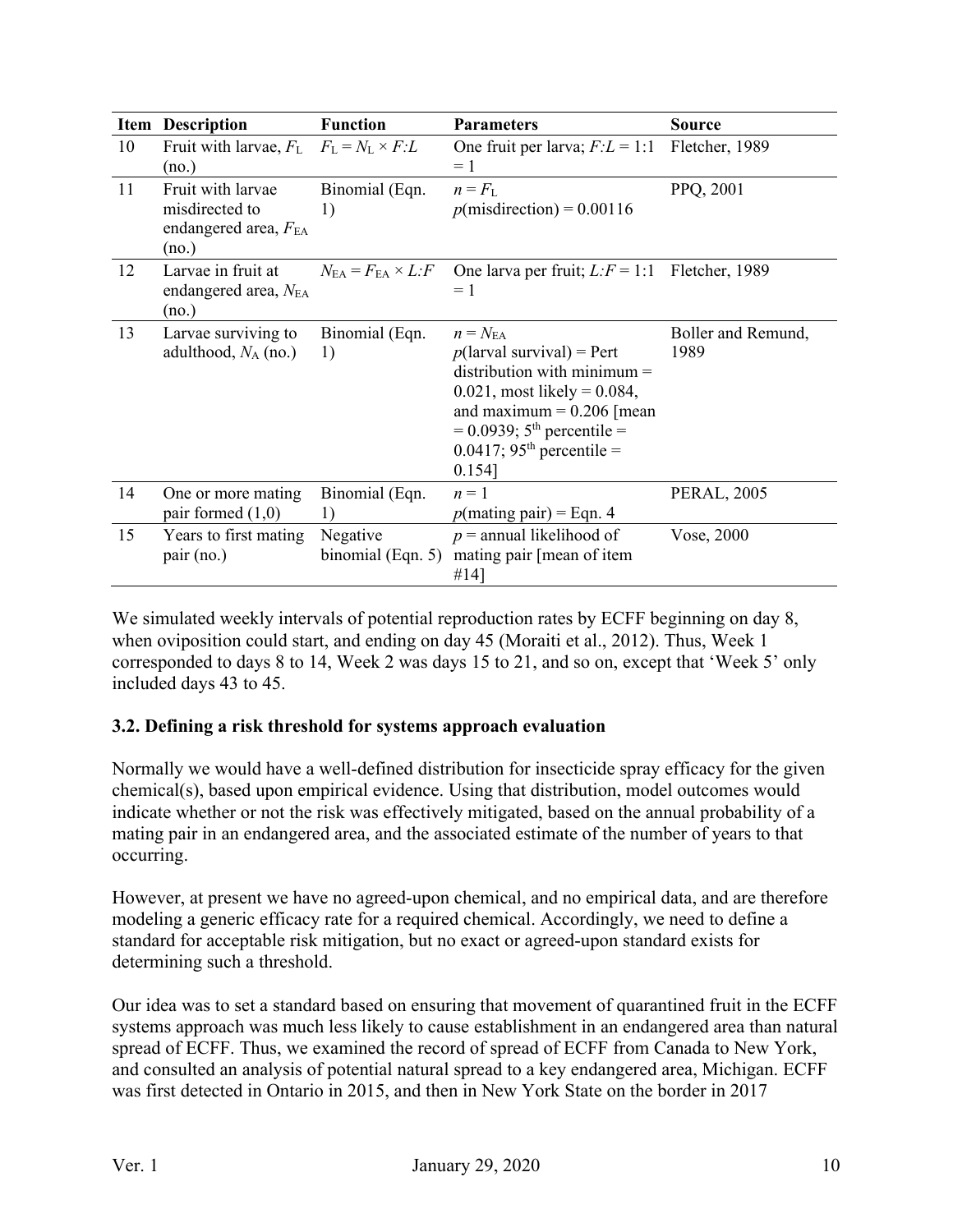| Item | Description | Function | Parameters | Source |
|---|---|---|---|---|
| 10 | Fruit with larvae, $F_L$ (no.) | $F_L = N_L \times F{:}L$ | One fruit per larva; $F{:}L$ = 1:1 = 1 | Fletcher, 1989 |
| 11 | Fruit with larvae misdirected to endangered area, $F_{EA}$ (no.) | Binomial (Eqn. 1) | $n = F_L$<br>$p$(misdirection) = 0.00116 | PPQ, 2001 |
| 12 | Larvae in fruit at endangered area, $N_{EA}$ (no.) | $N_{EA} = F_{EA} \times L{:}F$ | One larva per fruit; $L{:}F$ = 1:1 = 1 | Fletcher, 1989 |
| 13 | Larvae surviving to adulthood, $N_A$ (no.) | Binomial (Eqn. 1) | $n = N_{EA}$<br>$p$(larval survival) = Pert distribution with minimum = 0.021, most likely = 0.084, and maximum = 0.206 [mean = 0.0939; 5th percentile = 0.0417; 95th percentile = 0.154] | Boller and Remund, 1989 |
| 14 | One or more mating pair formed (1,0) | Binomial (Eqn. 1) | $n = 1$<br>$p$(mating pair) = Eqn. 4 | PERAL, 2005 |
| 15 | Years to first mating pair (no.) | Negative binomial (Eqn. 5) | $p$ = annual likelihood of mating pair [mean of item #14] | Vose, 2000 |

We simulated weekly intervals of potential reproduction rates by ECFF beginning on day 8, when oviposition could start, and ending on day 45 (Moraiti et al., 2012). Thus, Week 1 corresponded to days 8 to 14, Week 2 was days 15 to 21, and so on, except that 'Week 5' only included days 43 to 45.

### 3.2. Defining a risk threshold for systems approach evaluation

Normally we would have a well-defined distribution for insecticide spray efficacy for the given chemical(s), based upon empirical evidence. Using that distribution, model outcomes would indicate whether or not the risk was effectively mitigated, based on the annual probability of a mating pair in an endangered area, and the associated estimate of the number of years to that occurring.

However, at present we have no agreed-upon chemical, and no empirical data, and are therefore modeling a generic efficacy rate for a required chemical. Accordingly, we need to define a standard for acceptable risk mitigation, but no exact or agreed-upon standard exists for determining such a threshold.

Our idea was to set a standard based on ensuring that movement of quarantined fruit in the ECFF systems approach was much less likely to cause establishment in an endangered area than natural spread of ECFF. Thus, we examined the record of spread of ECFF from Canada to New York, and consulted an analysis of potential natural spread to a key endangered area, Michigan. ECFF was first detected in Ontario in 2015, and then in New York State on the border in 2017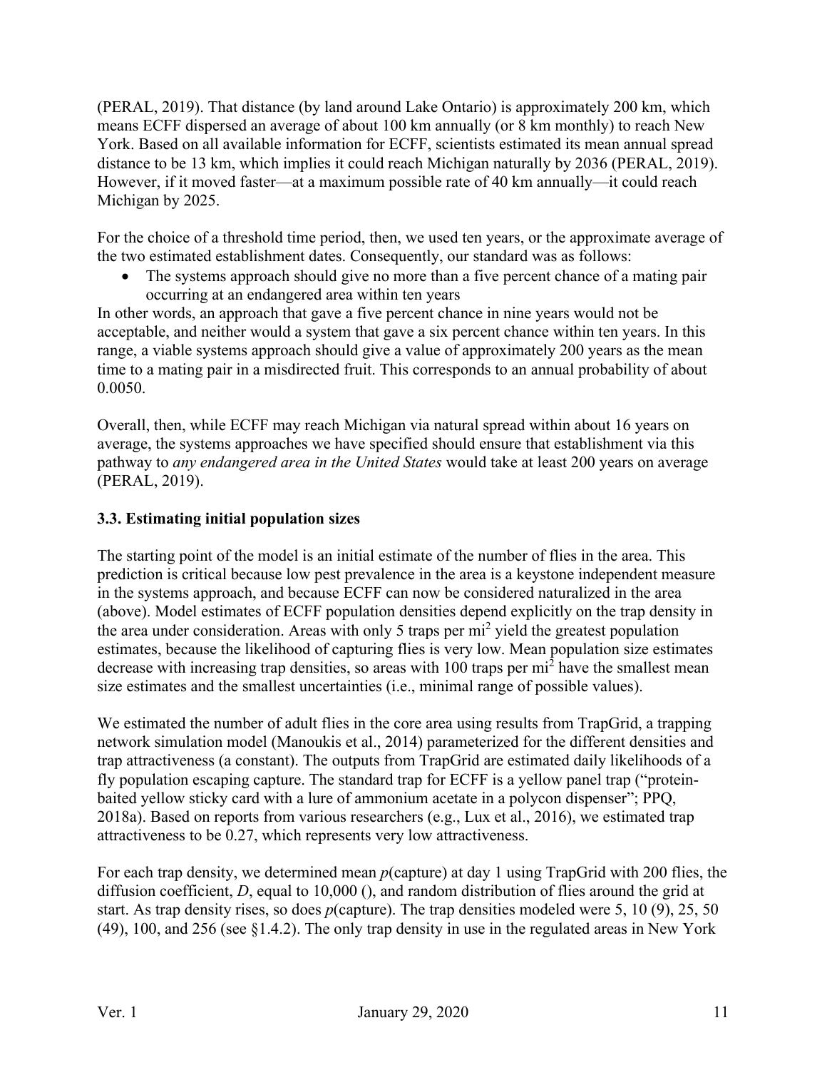(PERAL, 2019). That distance (by land around Lake Ontario) is approximately 200 km, which means ECFF dispersed an average of about 100 km annually (or 8 km monthly) to reach New York. Based on all available information for ECFF, scientists estimated its mean annual spread distance to be 13 km, which implies it could reach Michigan naturally by 2036 (PERAL, 2019). However, if it moved faster—at a maximum possible rate of 40 km annually—it could reach Michigan by 2025.

For the choice of a threshold time period, then, we used ten years, or the approximate average of the two estimated establishment dates. Consequently, our standard was as follows:

- The systems approach should give no more than a five percent chance of a mating pair occurring at an endangered area within ten years

In other words, an approach that gave a five percent chance in nine years would not be acceptable, and neither would a system that gave a six percent chance within ten years. In this range, a viable systems approach should give a value of approximately 200 years as the mean time to a mating pair in a misdirected fruit. This corresponds to an annual probability of about 0.0050.

Overall, then, while ECFF may reach Michigan via natural spread within about 16 years on average, the systems approaches we have specified should ensure that establishment via this pathway to *any endangered area in the United States* would take at least 200 years on average (PERAL, 2019).

### 3.3. Estimating initial population sizes

The starting point of the model is an initial estimate of the number of flies in the area. This prediction is critical because low pest prevalence in the area is a keystone independent measure in the systems approach, and because ECFF can now be considered naturalized in the area (above). Model estimates of ECFF population densities depend explicitly on the trap density in the area under consideration. Areas with only 5 traps per $mi^2$ yield the greatest population estimates, because the likelihood of capturing flies is very low. Mean population size estimates decrease with increasing trap densities, so areas with 100 traps per $mi^2$ have the smallest mean size estimates and the smallest uncertainties (i.e., minimal range of possible values).

We estimated the number of adult flies in the core area using results from TrapGrid, a trapping network simulation model (Manoukis et al., 2014) parameterized for the different densities and trap attractiveness (a constant). The outputs from TrapGrid are estimated daily likelihoods of a fly population escaping capture. The standard trap for ECFF is a yellow panel trap ("protein-baited yellow sticky card with a lure of ammonium acetate in a polycon dispenser"; PPQ, 2018a). Based on reports from various researchers (e.g., Lux et al., 2016), we estimated trap attractiveness to be 0.27, which represents very low attractiveness.

For each trap density, we determined mean *p*(capture) at day 1 using TrapGrid with 200 flies, the diffusion coefficient, *D*, equal to 10,000 (), and random distribution of flies around the grid at start. As trap density rises, so does *p*(capture). The trap densities modeled were 5, 10 (9), 25, 50 (49), 100, and 256 (see §1.4.2). The only trap density in use in the regulated areas in New York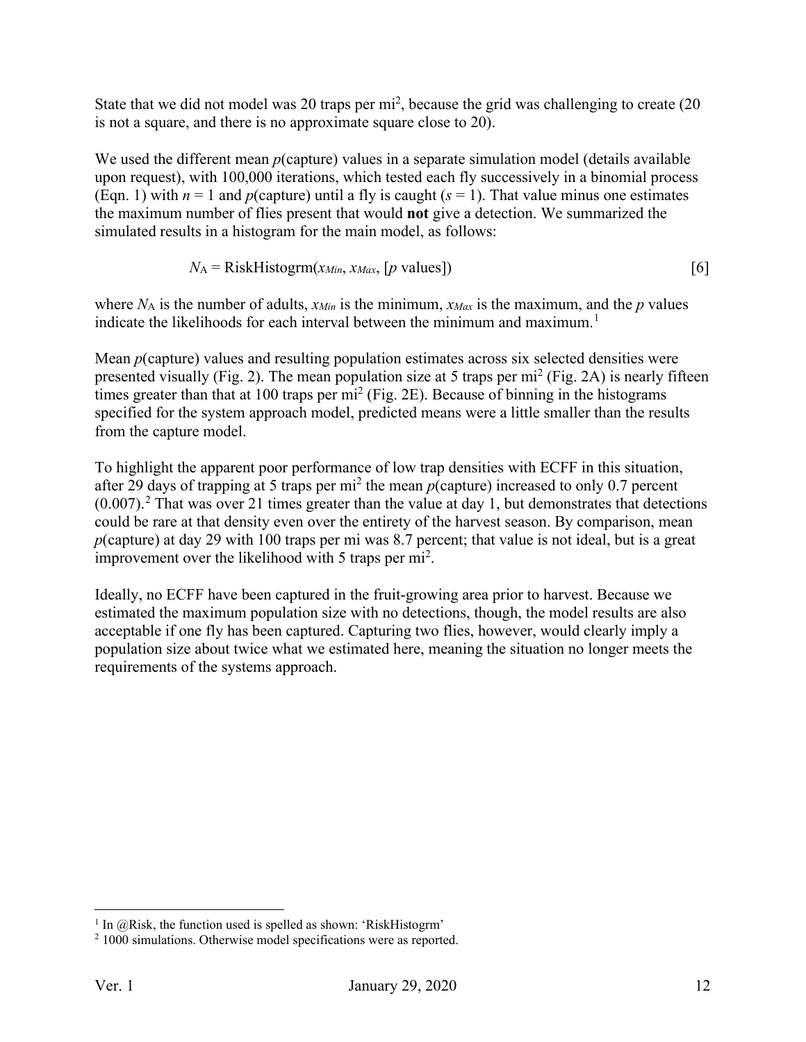State that we did not model was 20 traps per $mi^2$, because the grid was challenging to create (20 is not a square, and there is no approximate square close to 20).

We used the different mean *p*(capture) values in a separate simulation model (details available upon request), with 100,000 iterations, which tested each fly successively in a binomial process (Eqn. 1) with $n = 1$ and *p*(capture) until a fly is caught ($s = 1$). That value minus one estimates the maximum number of flies present that would **not** give a detection. We summarized the simulated results in a histogram for the main model, as follows:

$$N_A = \text{RiskHistogrm}(x_{Min}, x_{Max}, [p \text{ values}]) \qquad [6]$$

where $N_A$ is the number of adults, $x_{Min}$ is the minimum, $x_{Max}$ is the maximum, and the *p* values indicate the likelihoods for each interval between the minimum and maximum.[1]

Mean *p*(capture) values and resulting population estimates across six selected densities were presented visually (Fig. 2). The mean population size at 5 traps per $mi^2$ (Fig. 2A) is nearly fifteen times greater than that at 100 traps per $mi^2$ (Fig. 2E). Because of binning in the histograms specified for the system approach model, predicted means were a little smaller than the results from the capture model.

To highlight the apparent poor performance of low trap densities with ECFF in this situation, after 29 days of trapping at 5 traps per $mi^2$ the mean *p*(capture) increased to only 0.7 percent (0.007).[2] That was over 21 times greater than the value at day 1, but demonstrates that detections could be rare at that density even over the entirety of the harvest season. By comparison, mean *p*(capture) at day 29 with 100 traps per mi was 8.7 percent; that value is not ideal, but is a great improvement over the likelihood with 5 traps per $mi^2$.

Ideally, no ECFF have been captured in the fruit-growing area prior to harvest. Because we estimated the maximum population size with no detections, though, the model results are also acceptable if one fly has been captured. Capturing two flies, however, would clearly imply a population size about twice what we estimated here, meaning the situation no longer meets the requirements of the systems approach.

---

[1] In @Risk, the function used is spelled as shown: 'RiskHistogrm'

[2] 1000 simulations. Otherwise model specifications were as reported.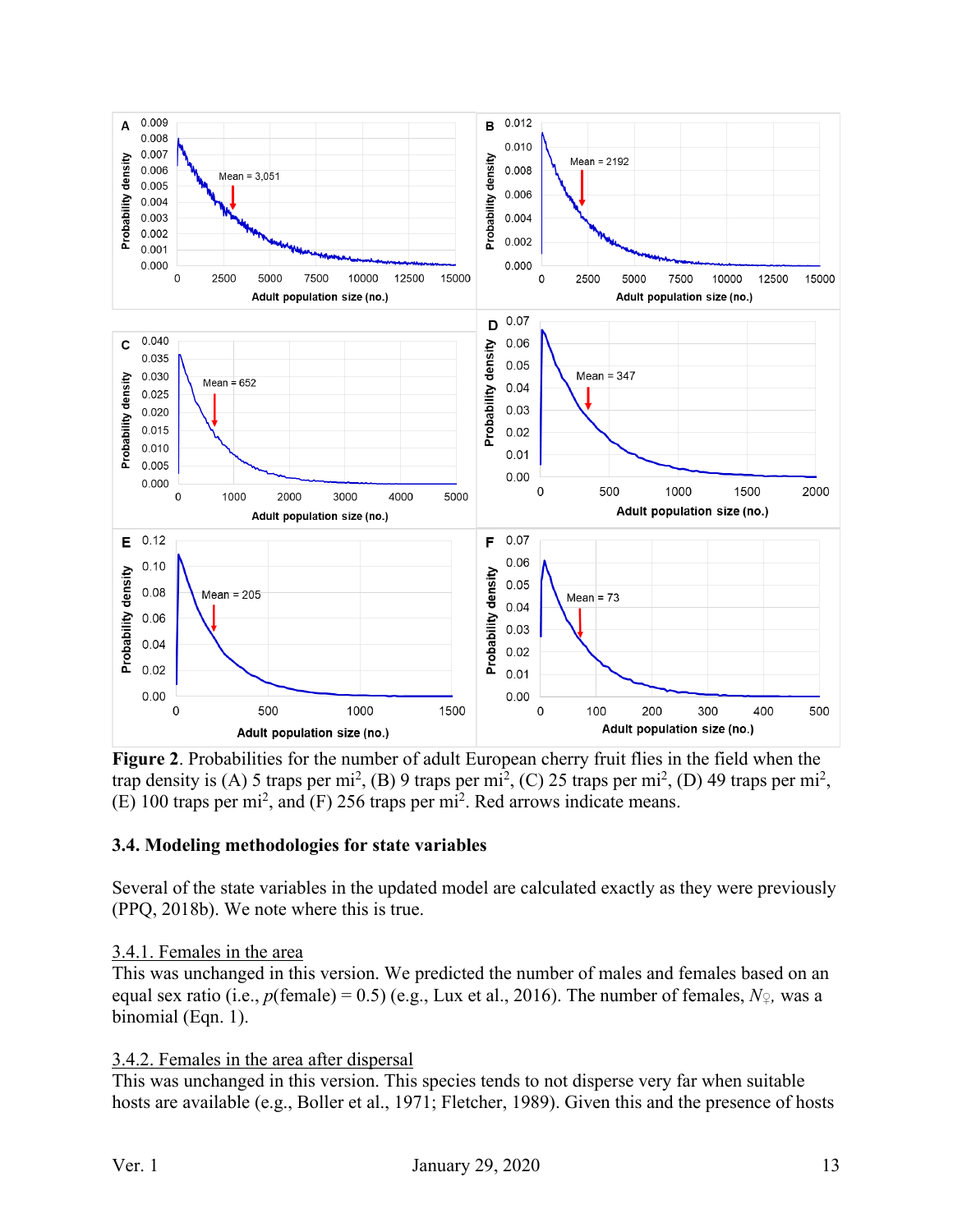**Figure 2**. Probabilities for the number of adult European cherry fruit flies in the field when the trap density is (A) 5 traps per mi$^2$, (B) 9 traps per mi$^2$, (C) 25 traps per mi$^2$, (D) 49 traps per mi$^2$, (E) 100 traps per mi$^2$, and (F) 256 traps per mi$^2$. Red arrows indicate means.

### 3.4. Modeling methodologies for state variables

Several of the state variables in the updated model are calculated exactly as they were previously (PPQ, 2018b). We note where this is true.

#### 3.4.1. Females in the area

This was unchanged in this version. We predicted the number of males and females based on an equal sex ratio (i.e., *p*(female) = 0.5) (e.g., Lux et al., 2016). The number of females, $N_{♀}$, was a binomial (Eqn. 1).

#### 3.4.2. Females in the area after dispersal

This was unchanged in this version. This species tends to not disperse very far when suitable hosts are available (e.g., Boller et al., 1971; Fletcher, 1989). Given this and the presence of hosts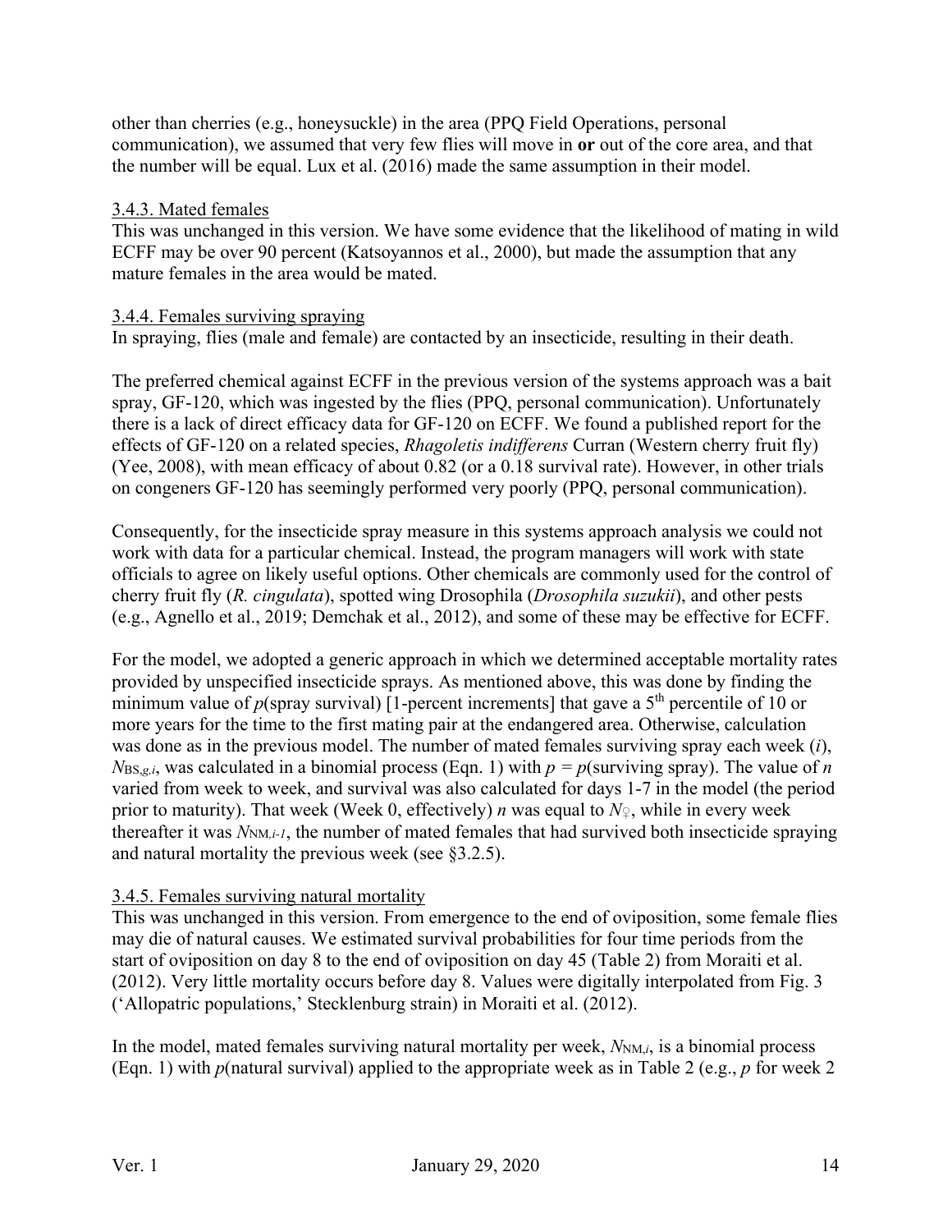other than cherries (e.g., honeysuckle) in the area (PPQ Field Operations, personal communication), we assumed that very few flies will move in **or** out of the core area, and that the number will be equal. Lux et al. (2016) made the same assumption in their model.

### 3.4.3. Mated females

This was unchanged in this version. We have some evidence that the likelihood of mating in wild ECFF may be over 90 percent (Katsoyannos et al., 2000), but made the assumption that any mature females in the area would be mated.

### 3.4.4. Females surviving spraying

In spraying, flies (male and female) are contacted by an insecticide, resulting in their death.

The preferred chemical against ECFF in the previous version of the systems approach was a bait spray, GF-120, which was ingested by the flies (PPQ, personal communication). Unfortunately there is a lack of direct efficacy data for GF-120 on ECFF. We found a published report for the effects of GF-120 on a related species, *Rhagoletis indifferens* Curran (Western cherry fruit fly) (Yee, 2008), with mean efficacy of about 0.82 (or a 0.18 survival rate). However, in other trials on congeners GF-120 has seemingly performed very poorly (PPQ, personal communication).

Consequently, for the insecticide spray measure in this systems approach analysis we could not work with data for a particular chemical. Instead, the program managers will work with state officials to agree on likely useful options. Other chemicals are commonly used for the control of cherry fruit fly (*R. cingulata*), spotted wing Drosophila (*Drosophila suzukii*), and other pests (e.g., Agnello et al., 2019; Demchak et al., 2012), and some of these may be effective for ECFF.

For the model, we adopted a generic approach in which we determined acceptable mortality rates provided by unspecified insecticide sprays. As mentioned above, this was done by finding the minimum value of $p$(spray survival) [1-percent increments] that gave a 5th percentile of 10 or more years for the time to the first mating pair at the endangered area. Otherwise, calculation was done as in the previous model. The number of mated females surviving spray each week ($i$), $N_{\mathrm{BS},g,i}$, was calculated in a binomial process (Eqn. 1) with $p = p$(surviving spray). The value of $n$ varied from week to week, and survival was also calculated for days 1-7 in the model (the period prior to maturity). That week (Week 0, effectively) $n$ was equal to $N_{♀}$, while in every week thereafter it was $N_{\mathrm{NM},i-1}$, the number of mated females that had survived both insecticide spraying and natural mortality the previous week (see §3.2.5).

### 3.4.5. Females surviving natural mortality

This was unchanged in this version. From emergence to the end of oviposition, some female flies may die of natural causes. We estimated survival probabilities for four time periods from the start of oviposition on day 8 to the end of oviposition on day 45 (Table 2) from Moraiti et al. (2012). Very little mortality occurs before day 8. Values were digitally interpolated from Fig. 3 ('Allopatric populations,' Stecklenburg strain) in Moraiti et al. (2012).

In the model, mated females surviving natural mortality per week, $N_{\mathrm{NM},i}$, is a binomial process (Eqn. 1) with $p$(natural survival) applied to the appropriate week as in Table 2 (e.g., $p$ for week 2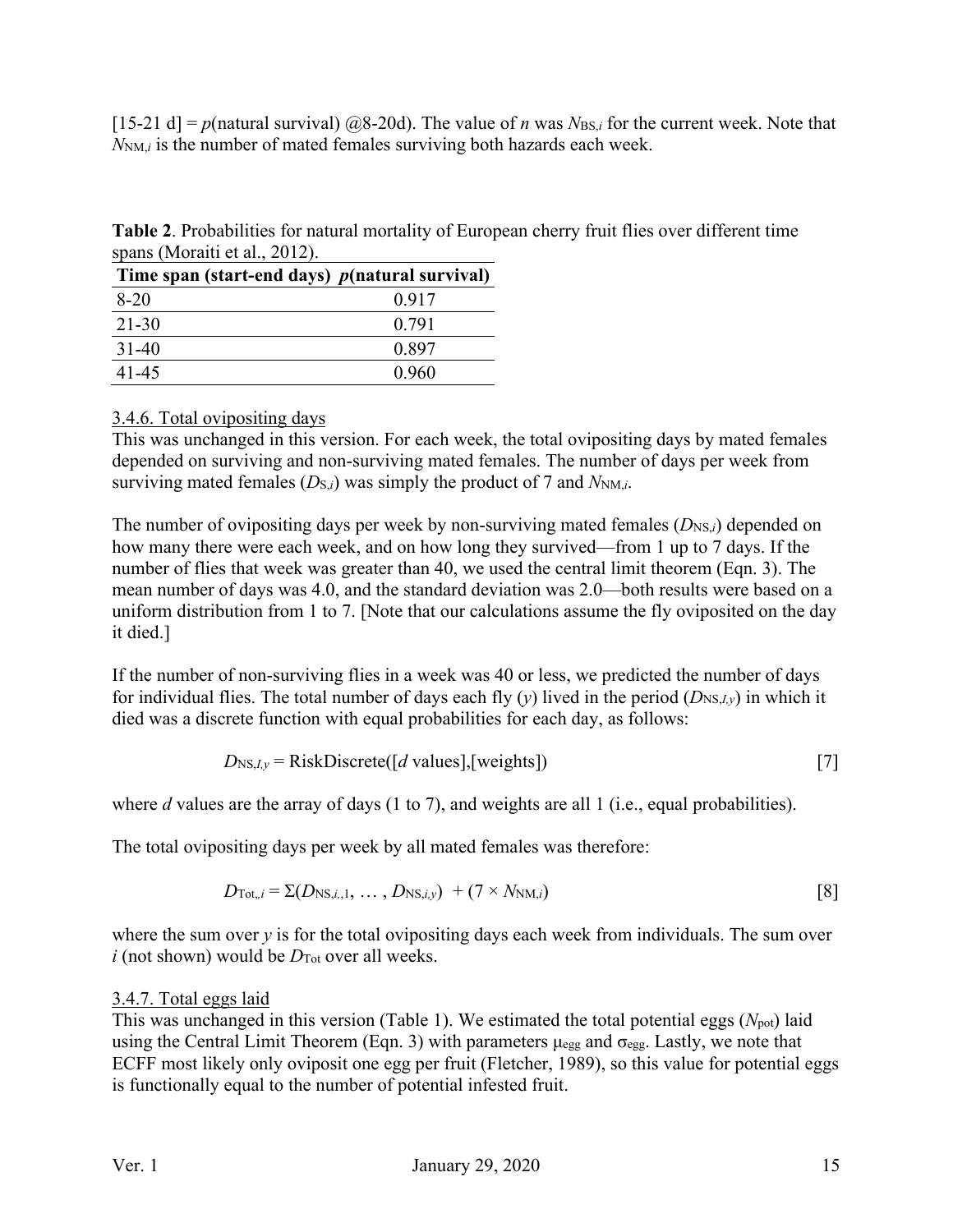[15-21 d] = *p*(natural survival) @8-20d). The value of *n* was $N_{BS,i}$ for the current week. Note that $N_{NM,i}$ is the number of mated females surviving both hazards each week.

**Table 2**. Probabilities for natural mortality of European cherry fruit flies over different time spans (Moraiti et al., 2012).

| Time span (start-end days) | *p*(natural survival) |
|---|---|
| 8-20 | 0.917 |
| 21-30 | 0.791 |
| 31-40 | 0.897 |
| 41-45 | 0.960 |

### 3.4.6. Total ovipositing days

This was unchanged in this version. For each week, the total ovipositing days by mated females depended on surviving and non-surviving mated females. The number of days per week from surviving mated females ($D_{S,i}$) was simply the product of 7 and $N_{NM,i}$.

The number of ovipositing days per week by non-surviving mated females ($D_{NS,i}$) depended on how many there were each week, and on how long they survived—from 1 up to 7 days. If the number of flies that week was greater than 40, we used the central limit theorem (Eqn. 3). The mean number of days was 4.0, and the standard deviation was 2.0—both results were based on a uniform distribution from 1 to 7. [Note that our calculations assume the fly oviposited on the day it died.]

If the number of non-surviving flies in a week was 40 or less, we predicted the number of days for individual flies. The total number of days each fly (*y*) lived in the period ($D_{NS,I,y}$) in which it died was a discrete function with equal probabilities for each day, as follows:

$$D_{NS,I,y} = \text{RiskDiscrete}([d \text{ values}],[\text{weights}]) \qquad [7]$$

where *d* values are the array of days (1 to 7), and weights are all 1 (i.e., equal probabilities).

The total ovipositing days per week by all mated females was therefore:

$$D_{Tot,i} = \Sigma(D_{NS,i,,1}, \ldots, D_{NS,i,y}) + (7 \times N_{NM,i}) \qquad [8]$$

where the sum over *y* is for the total ovipositing days each week from individuals. The sum over *i* (not shown) would be $D_{Tot}$ over all weeks.

### 3.4.7. Total eggs laid

This was unchanged in this version (Table 1). We estimated the total potential eggs ($N_{pot}$) laid using the Central Limit Theorem (Eqn. 3) with parameters $\mu_{egg}$ and $\sigma_{egg}$. Lastly, we note that ECFF most likely only oviposit one egg per fruit (Fletcher, 1989), so this value for potential eggs is functionally equal to the number of potential infested fruit.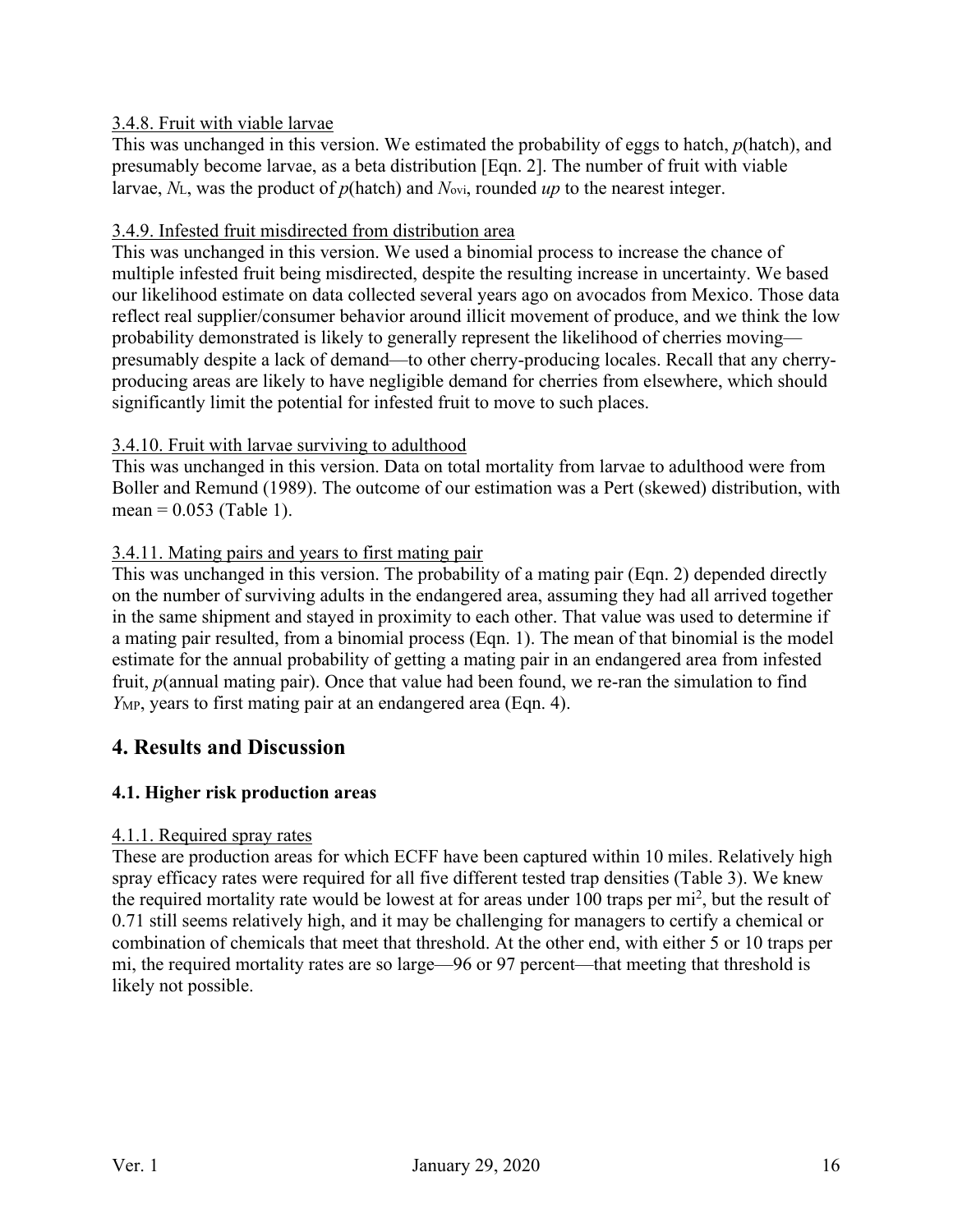3.4.8. Fruit with viable larvae

This was unchanged in this version. We estimated the probability of eggs to hatch, $p$(hatch), and presumably become larvae, as a beta distribution [Eqn. 2]. The number of fruit with viable larvae, $N_L$, was the product of $p$(hatch) and $N_{ovi}$, rounded *up* to the nearest integer.

3.4.9. Infested fruit misdirected from distribution area

This was unchanged in this version. We used a binomial process to increase the chance of multiple infested fruit being misdirected, despite the resulting increase in uncertainty. We based our likelihood estimate on data collected several years ago on avocados from Mexico. Those data reflect real supplier/consumer behavior around illicit movement of produce, and we think the low probability demonstrated is likely to generally represent the likelihood of cherries moving—presumably despite a lack of demand—to other cherry-producing locales. Recall that any cherry-producing areas are likely to have negligible demand for cherries from elsewhere, which should significantly limit the potential for infested fruit to move to such places.

3.4.10. Fruit with larvae surviving to adulthood

This was unchanged in this version. Data on total mortality from larvae to adulthood were from Boller and Remund (1989). The outcome of our estimation was a Pert (skewed) distribution, with mean = 0.053 (Table 1).

3.4.11. Mating pairs and years to first mating pair

This was unchanged in this version. The probability of a mating pair (Eqn. 2) depended directly on the number of surviving adults in the endangered area, assuming they had all arrived together in the same shipment and stayed in proximity to each other. That value was used to determine if a mating pair resulted, from a binomial process (Eqn. 1). The mean of that binomial is the model estimate for the annual probability of getting a mating pair in an endangered area from infested fruit, $p$(annual mating pair). Once that value had been found, we re-ran the simulation to find $Y_{MP}$, years to first mating pair at an endangered area (Eqn. 4).

## 4. Results and Discussion

### 4.1. Higher risk production areas

4.1.1. Required spray rates

These are production areas for which ECFF have been captured within 10 miles. Relatively high spray efficacy rates were required for all five different tested trap densities (Table 3). We knew the required mortality rate would be lowest at for areas under 100 traps per mi$^2$, but the result of 0.71 still seems relatively high, and it may be challenging for managers to certify a chemical or combination of chemicals that meet that threshold. At the other end, with either 5 or 10 traps per mi, the required mortality rates are so large—96 or 97 percent—that meeting that threshold is likely not possible.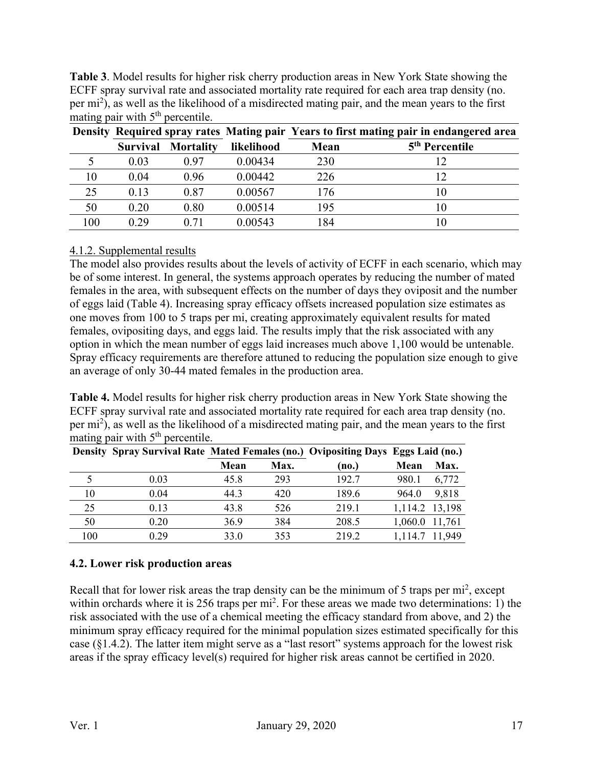**Table 3**. Model results for higher risk cherry production areas in New York State showing the ECFF spray survival rate and associated mortality rate required for each area trap density (no. per mi$^2$), as well as the likelihood of a misdirected mating pair, and the mean years to the first mating pair with 5$^{th}$ percentile.

| Density | Required spray rates | | Mating pair | Years to first mating pair in endangered area | |
|---|---|---|---|---|---|
| | Survival | Mortality | likelihood | Mean | 5$^{th}$ Percentile |
| 5 | 0.03 | 0.97 | 0.00434 | 230 | 12 |
| 10 | 0.04 | 0.96 | 0.00442 | 226 | 12 |
| 25 | 0.13 | 0.87 | 0.00567 | 176 | 10 |
| 50 | 0.20 | 0.80 | 0.00514 | 195 | 10 |
| 100 | 0.29 | 0.71 | 0.00543 | 184 | 10 |

4.1.2. Supplemental results

The model also provides results about the levels of activity of ECFF in each scenario, which may be of some interest. In general, the systems approach operates by reducing the number of mated females in the area, with subsequent effects on the number of days they oviposit and the number of eggs laid (Table 4). Increasing spray efficacy offsets increased population size estimates as one moves from 100 to 5 traps per mi, creating approximately equivalent results for mated females, ovipositing days, and eggs laid. The results imply that the risk associated with any option in which the mean number of eggs laid increases much above 1,100 would be untenable. Spray efficacy requirements are therefore attuned to reducing the population size enough to give an average of only 30-44 mated females in the production area.

**Table 4.** Model results for higher risk cherry production areas in New York State showing the ECFF spray survival rate and associated mortality rate required for each area trap density (no. per mi$^2$), as well as the likelihood of a misdirected mating pair, and the mean years to the first mating pair with 5$^{th}$ percentile.

| Density | Spray Survival Rate | Mated Females (no.) | | Ovipositing Days | Eggs Laid (no.) | |
|---|---|---|---|---|---|---|
| | | Mean | Max. | (no.) | Mean | Max. |
| 5 | 0.03 | 45.8 | 293 | 192.7 | 980.1 | 6,772 |
| 10 | 0.04 | 44.3 | 420 | 189.6 | 964.0 | 9,818 |
| 25 | 0.13 | 43.8 | 526 | 219.1 | 1,114.2 | 13,198 |
| 50 | 0.20 | 36.9 | 384 | 208.5 | 1,060.0 | 11,761 |
| 100 | 0.29 | 33.0 | 353 | 219.2 | 1,114.7 | 11,949 |

### 4.2. Lower risk production areas

Recall that for lower risk areas the trap density can be the minimum of 5 traps per mi$^2$, except within orchards where it is 256 traps per mi$^2$. For these areas we made two determinations: 1) the risk associated with the use of a chemical meeting the efficacy standard from above, and 2) the minimum spray efficacy required for the minimal population sizes estimated specifically for this case (§1.4.2). The latter item might serve as a "last resort" systems approach for the lowest risk areas if the spray efficacy level(s) required for higher risk areas cannot be certified in 2020.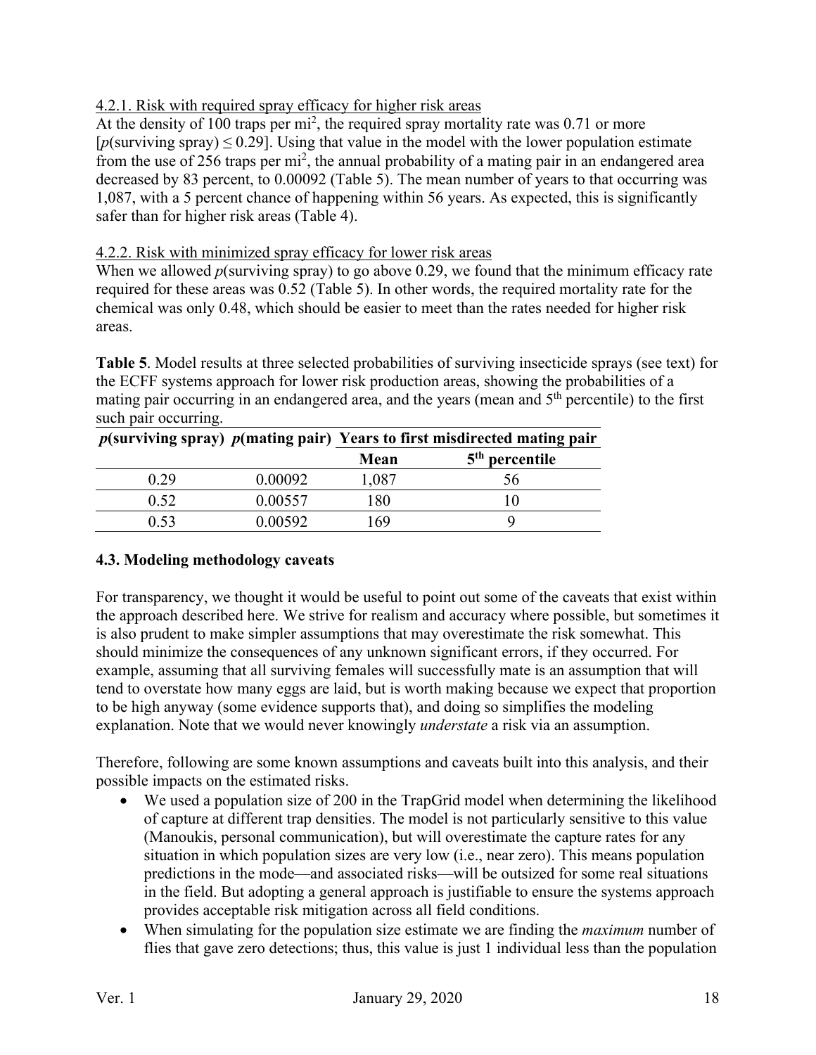4.2.1. Risk with required spray efficacy for higher risk areas

At the density of 100 traps per mi$^2$, the required spray mortality rate was 0.71 or more [$p$(surviving spray) ≤ 0.29]. Using that value in the model with the lower population estimate from the use of 256 traps per mi$^2$, the annual probability of a mating pair in an endangered area decreased by 83 percent, to 0.00092 (Table 5). The mean number of years to that occurring was 1,087, with a 5 percent chance of happening within 56 years. As expected, this is significantly safer than for higher risk areas (Table 4).

4.2.2. Risk with minimized spray efficacy for lower risk areas

When we allowed $p$(surviving spray) to go above 0.29, we found that the minimum efficacy rate required for these areas was 0.52 (Table 5). In other words, the required mortality rate for the chemical was only 0.48, which should be easier to meet than the rates needed for higher risk areas.

**Table 5**. Model results at three selected probabilities of surviving insecticide sprays (see text) for the ECFF systems approach for lower risk production areas, showing the probabilities of a mating pair occurring in an endangered area, and the years (mean and 5th percentile) to the first such pair occurring.

| *p*(surviving spray) | *p*(mating pair) | Years to first misdirected mating pair | |
|---|---|---|---|
| | | Mean | 5th percentile |
| 0.29 | 0.00092 | 1,087 | 56 |
| 0.52 | 0.00557 | 180 | 10 |
| 0.53 | 0.00592 | 169 | 9 |

### 4.3. Modeling methodology caveats

For transparency, we thought it would be useful to point out some of the caveats that exist within the approach described here. We strive for realism and accuracy where possible, but sometimes it is also prudent to make simpler assumptions that may overestimate the risk somewhat. This should minimize the consequences of any unknown significant errors, if they occurred. For example, assuming that all surviving females will successfully mate is an assumption that will tend to overstate how many eggs are laid, but is worth making because we expect that proportion to be high anyway (some evidence supports that), and doing so simplifies the modeling explanation. Note that we would never knowingly *understate* a risk via an assumption.

Therefore, following are some known assumptions and caveats built into this analysis, and their possible impacts on the estimated risks.

- We used a population size of 200 in the TrapGrid model when determining the likelihood of capture at different trap densities. The model is not particularly sensitive to this value (Manoukis, personal communication), but will overestimate the capture rates for any situation in which population sizes are very low (i.e., near zero). This means population predictions in the mode—and associated risks—will be outsized for some real situations in the field. But adopting a general approach is justifiable to ensure the systems approach provides acceptable risk mitigation across all field conditions.
- When simulating for the population size estimate we are finding the *maximum* number of flies that gave zero detections; thus, this value is just 1 individual less than the population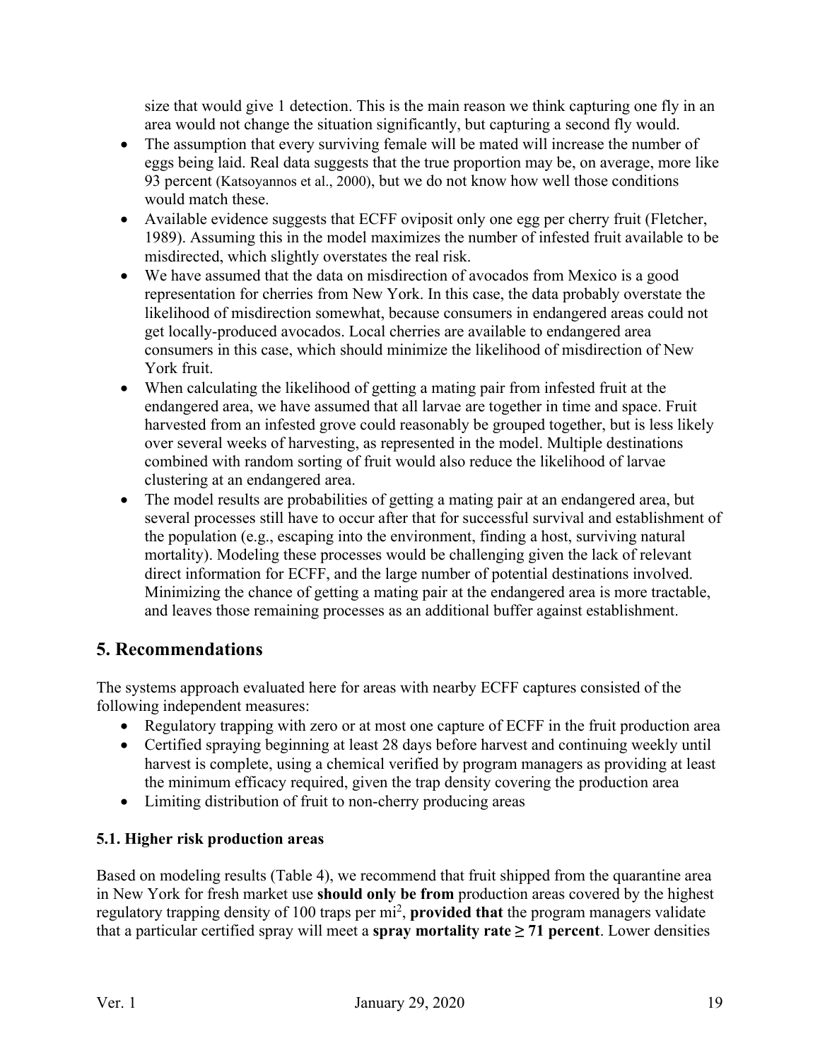size that would give 1 detection. This is the main reason we think capturing one fly in an area would not change the situation significantly, but capturing a second fly would.

- The assumption that every surviving female will be mated will increase the number of eggs being laid. Real data suggests that the true proportion may be, on average, more like 93 percent (Katsoyannos et al., 2000), but we do not know how well those conditions would match these.
- Available evidence suggests that ECFF oviposit only one egg per cherry fruit (Fletcher, 1989). Assuming this in the model maximizes the number of infested fruit available to be misdirected, which slightly overstates the real risk.
- We have assumed that the data on misdirection of avocados from Mexico is a good representation for cherries from New York. In this case, the data probably overstate the likelihood of misdirection somewhat, because consumers in endangered areas could not get locally-produced avocados. Local cherries are available to endangered area consumers in this case, which should minimize the likelihood of misdirection of New York fruit.
- When calculating the likelihood of getting a mating pair from infested fruit at the endangered area, we have assumed that all larvae are together in time and space. Fruit harvested from an infested grove could reasonably be grouped together, but is less likely over several weeks of harvesting, as represented in the model. Multiple destinations combined with random sorting of fruit would also reduce the likelihood of larvae clustering at an endangered area.
- The model results are probabilities of getting a mating pair at an endangered area, but several processes still have to occur after that for successful survival and establishment of the population (e.g., escaping into the environment, finding a host, surviving natural mortality). Modeling these processes would be challenging given the lack of relevant direct information for ECFF, and the large number of potential destinations involved. Minimizing the chance of getting a mating pair at the endangered area is more tractable, and leaves those remaining processes as an additional buffer against establishment.

## 5. Recommendations

The systems approach evaluated here for areas with nearby ECFF captures consisted of the following independent measures:

- Regulatory trapping with zero or at most one capture of ECFF in the fruit production area
- Certified spraying beginning at least 28 days before harvest and continuing weekly until harvest is complete, using a chemical verified by program managers as providing at least the minimum efficacy required, given the trap density covering the production area
- Limiting distribution of fruit to non-cherry producing areas

### 5.1. Higher risk production areas

Based on modeling results (Table 4), we recommend that fruit shipped from the quarantine area in New York for fresh market use **should only be from** production areas covered by the highest regulatory trapping density of 100 traps per mi$^2$, **provided that** the program managers validate that a particular certified spray will meet a **spray mortality rate ≥ 71 percent**. Lower densities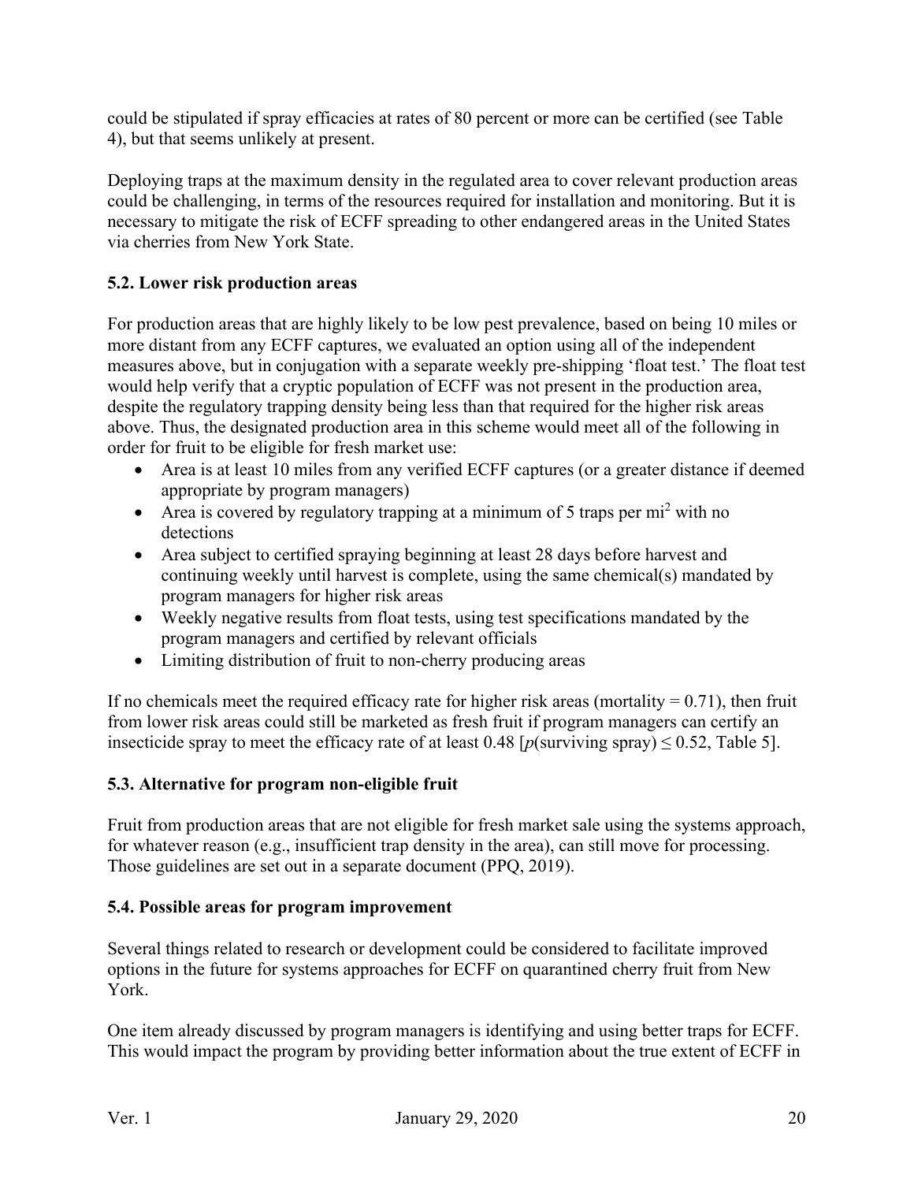could be stipulated if spray efficacies at rates of 80 percent or more can be certified (see Table 4), but that seems unlikely at present.

Deploying traps at the maximum density in the regulated area to cover relevant production areas could be challenging, in terms of the resources required for installation and monitoring. But it is necessary to mitigate the risk of ECFF spreading to other endangered areas in the United States via cherries from New York State.

### 5.2. Lower risk production areas

For production areas that are highly likely to be low pest prevalence, based on being 10 miles or more distant from any ECFF captures, we evaluated an option using all of the independent measures above, but in conjugation with a separate weekly pre-shipping 'float test.' The float test would help verify that a cryptic population of ECFF was not present in the production area, despite the regulatory trapping density being less than that required for the higher risk areas above. Thus, the designated production area in this scheme would meet all of the following in order for fruit to be eligible for fresh market use:

- Area is at least 10 miles from any verified ECFF captures (or a greater distance if deemed appropriate by program managers)
- Area is covered by regulatory trapping at a minimum of 5 traps per $mi^2$ with no detections
- Area subject to certified spraying beginning at least 28 days before harvest and continuing weekly until harvest is complete, using the same chemical(s) mandated by program managers for higher risk areas
- Weekly negative results from float tests, using test specifications mandated by the program managers and certified by relevant officials
- Limiting distribution of fruit to non-cherry producing areas

If no chemicals meet the required efficacy rate for higher risk areas (mortality = 0.71), then fruit from lower risk areas could still be marketed as fresh fruit if program managers can certify an insecticide spray to meet the efficacy rate of at least 0.48 [$p$(surviving spray) $\leq 0.52$, Table 5].

### 5.3. Alternative for program non-eligible fruit

Fruit from production areas that are not eligible for fresh market sale using the systems approach, for whatever reason (e.g., insufficient trap density in the area), can still move for processing. Those guidelines are set out in a separate document (PPQ, 2019).

### 5.4. Possible areas for program improvement

Several things related to research or development could be considered to facilitate improved options in the future for systems approaches for ECFF on quarantined cherry fruit from New York.

One item already discussed by program managers is identifying and using better traps for ECFF. This would impact the program by providing better information about the true extent of ECFF in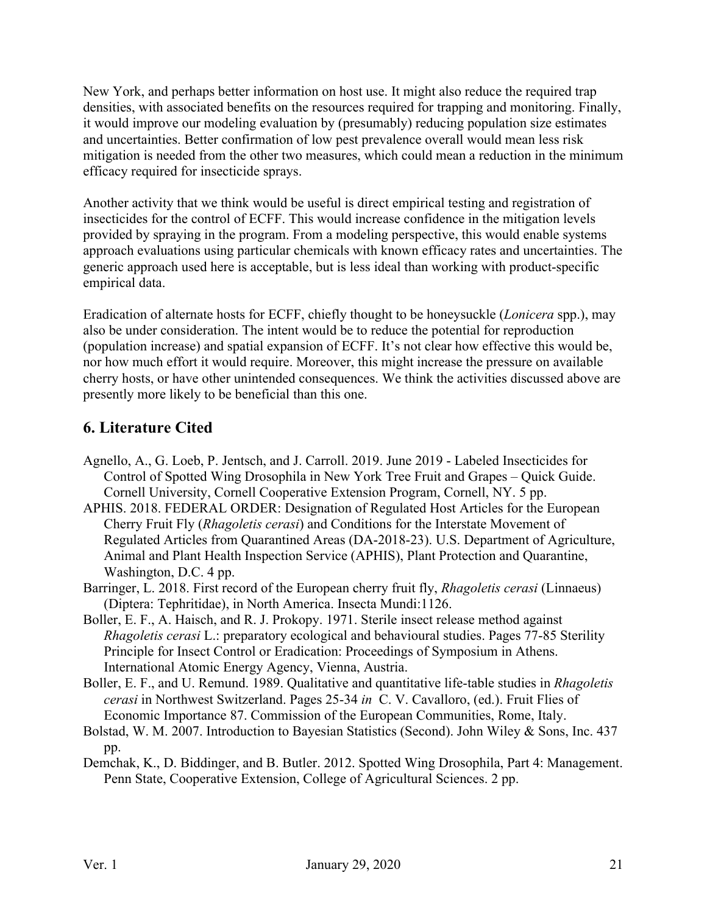New York, and perhaps better information on host use. It might also reduce the required trap densities, with associated benefits on the resources required for trapping and monitoring. Finally, it would improve our modeling evaluation by (presumably) reducing population size estimates and uncertainties. Better confirmation of low pest prevalence overall would mean less risk mitigation is needed from the other two measures, which could mean a reduction in the minimum efficacy required for insecticide sprays.

Another activity that we think would be useful is direct empirical testing and registration of insecticides for the control of ECFF. This would increase confidence in the mitigation levels provided by spraying in the program. From a modeling perspective, this would enable systems approach evaluations using particular chemicals with known efficacy rates and uncertainties. The generic approach used here is acceptable, but is less ideal than working with product-specific empirical data.

Eradication of alternate hosts for ECFF, chiefly thought to be honeysuckle (*Lonicera* spp.), may also be under consideration. The intent would be to reduce the potential for reproduction (population increase) and spatial expansion of ECFF. It's not clear how effective this would be, nor how much effort it would require. Moreover, this might increase the pressure on available cherry hosts, or have other unintended consequences. We think the activities discussed above are presently more likely to be beneficial than this one.

## 6. Literature Cited

Agnello, A., G. Loeb, P. Jentsch, and J. Carroll. 2019. June 2019 - Labeled Insecticides for Control of Spotted Wing Drosophila in New York Tree Fruit and Grapes – Quick Guide. Cornell University, Cornell Cooperative Extension Program, Cornell, NY. 5 pp.

APHIS. 2018. FEDERAL ORDER: Designation of Regulated Host Articles for the European Cherry Fruit Fly (*Rhagoletis cerasi*) and Conditions for the Interstate Movement of Regulated Articles from Quarantined Areas (DA-2018-23). U.S. Department of Agriculture, Animal and Plant Health Inspection Service (APHIS), Plant Protection and Quarantine, Washington, D.C. 4 pp.

Barringer, L. 2018. First record of the European cherry fruit fly, *Rhagoletis cerasi* (Linnaeus) (Diptera: Tephritidae), in North America. Insecta Mundi:1126.

Boller, E. F., A. Haisch, and R. J. Prokopy. 1971. Sterile insect release method against *Rhagoletis cerasi* L.: preparatory ecological and behavioural studies. Pages 77-85 Sterility Principle for Insect Control or Eradication: Proceedings of Symposium in Athens. International Atomic Energy Agency, Vienna, Austria.

Boller, E. F., and U. Remund. 1989. Qualitative and quantitative life-table studies in *Rhagoletis cerasi* in Northwest Switzerland. Pages 25-34 *in* C. V. Cavalloro, (ed.). Fruit Flies of Economic Importance 87. Commission of the European Communities, Rome, Italy.

Bolstad, W. M. 2007. Introduction to Bayesian Statistics (Second). John Wiley & Sons, Inc. 437 pp.

Demchak, K., D. Biddinger, and B. Butler. 2012. Spotted Wing Drosophila, Part 4: Management. Penn State, Cooperative Extension, College of Agricultural Sciences. 2 pp.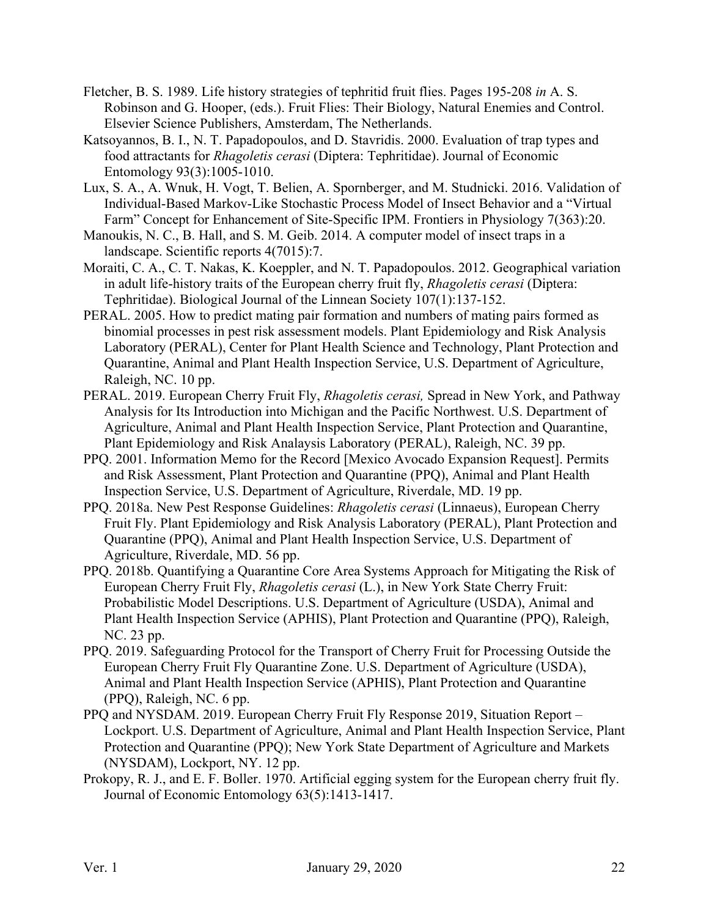Fletcher, B. S. 1989. Life history strategies of tephritid fruit flies. Pages 195-208 *in* A. S. Robinson and G. Hooper, (eds.). Fruit Flies: Their Biology, Natural Enemies and Control. Elsevier Science Publishers, Amsterdam, The Netherlands.

Katsoyannos, B. I., N. T. Papadopoulos, and D. Stavridis. 2000. Evaluation of trap types and food attractants for *Rhagoletis cerasi* (Diptera: Tephritidae). Journal of Economic Entomology 93(3):1005-1010.

Lux, S. A., A. Wnuk, H. Vogt, T. Belien, A. Spornberger, and M. Studnicki. 2016. Validation of Individual-Based Markov-Like Stochastic Process Model of Insect Behavior and a "Virtual Farm" Concept for Enhancement of Site-Specific IPM. Frontiers in Physiology 7(363):20.

Manoukis, N. C., B. Hall, and S. M. Geib. 2014. A computer model of insect traps in a landscape. Scientific reports 4(7015):7.

Moraiti, C. A., C. T. Nakas, K. Koeppler, and N. T. Papadopoulos. 2012. Geographical variation in adult life-history traits of the European cherry fruit fly, *Rhagoletis cerasi* (Diptera: Tephritidae). Biological Journal of the Linnean Society 107(1):137-152.

PERAL. 2005. How to predict mating pair formation and numbers of mating pairs formed as binomial processes in pest risk assessment models. Plant Epidemiology and Risk Analysis Laboratory (PERAL), Center for Plant Health Science and Technology, Plant Protection and Quarantine, Animal and Plant Health Inspection Service, U.S. Department of Agriculture, Raleigh, NC. 10 pp.

PERAL. 2019. European Cherry Fruit Fly, *Rhagoletis cerasi,* Spread in New York, and Pathway Analysis for Its Introduction into Michigan and the Pacific Northwest. U.S. Department of Agriculture, Animal and Plant Health Inspection Service, Plant Protection and Quarantine, Plant Epidemiology and Risk Analaysis Laboratory (PERAL), Raleigh, NC. 39 pp.

PPQ. 2001. Information Memo for the Record [Mexico Avocado Expansion Request]. Permits and Risk Assessment, Plant Protection and Quarantine (PPQ), Animal and Plant Health Inspection Service, U.S. Department of Agriculture, Riverdale, MD. 19 pp.

PPQ. 2018a. New Pest Response Guidelines: *Rhagoletis cerasi* (Linnaeus), European Cherry Fruit Fly. Plant Epidemiology and Risk Analysis Laboratory (PERAL), Plant Protection and Quarantine (PPQ), Animal and Plant Health Inspection Service, U.S. Department of Agriculture, Riverdale, MD. 56 pp.

PPQ. 2018b. Quantifying a Quarantine Core Area Systems Approach for Mitigating the Risk of European Cherry Fruit Fly, *Rhagoletis cerasi* (L.), in New York State Cherry Fruit: Probabilistic Model Descriptions. U.S. Department of Agriculture (USDA), Animal and Plant Health Inspection Service (APHIS), Plant Protection and Quarantine (PPQ), Raleigh, NC. 23 pp.

PPQ. 2019. Safeguarding Protocol for the Transport of Cherry Fruit for Processing Outside the European Cherry Fruit Fly Quarantine Zone. U.S. Department of Agriculture (USDA), Animal and Plant Health Inspection Service (APHIS), Plant Protection and Quarantine (PPQ), Raleigh, NC. 6 pp.

PPQ and NYSDAM. 2019. European Cherry Fruit Fly Response 2019, Situation Report – Lockport. U.S. Department of Agriculture, Animal and Plant Health Inspection Service, Plant Protection and Quarantine (PPQ); New York State Department of Agriculture and Markets (NYSDAM), Lockport, NY. 12 pp.

Prokopy, R. J., and E. F. Boller. 1970. Artificial egging system for the European cherry fruit fly. Journal of Economic Entomology 63(5):1413-1417.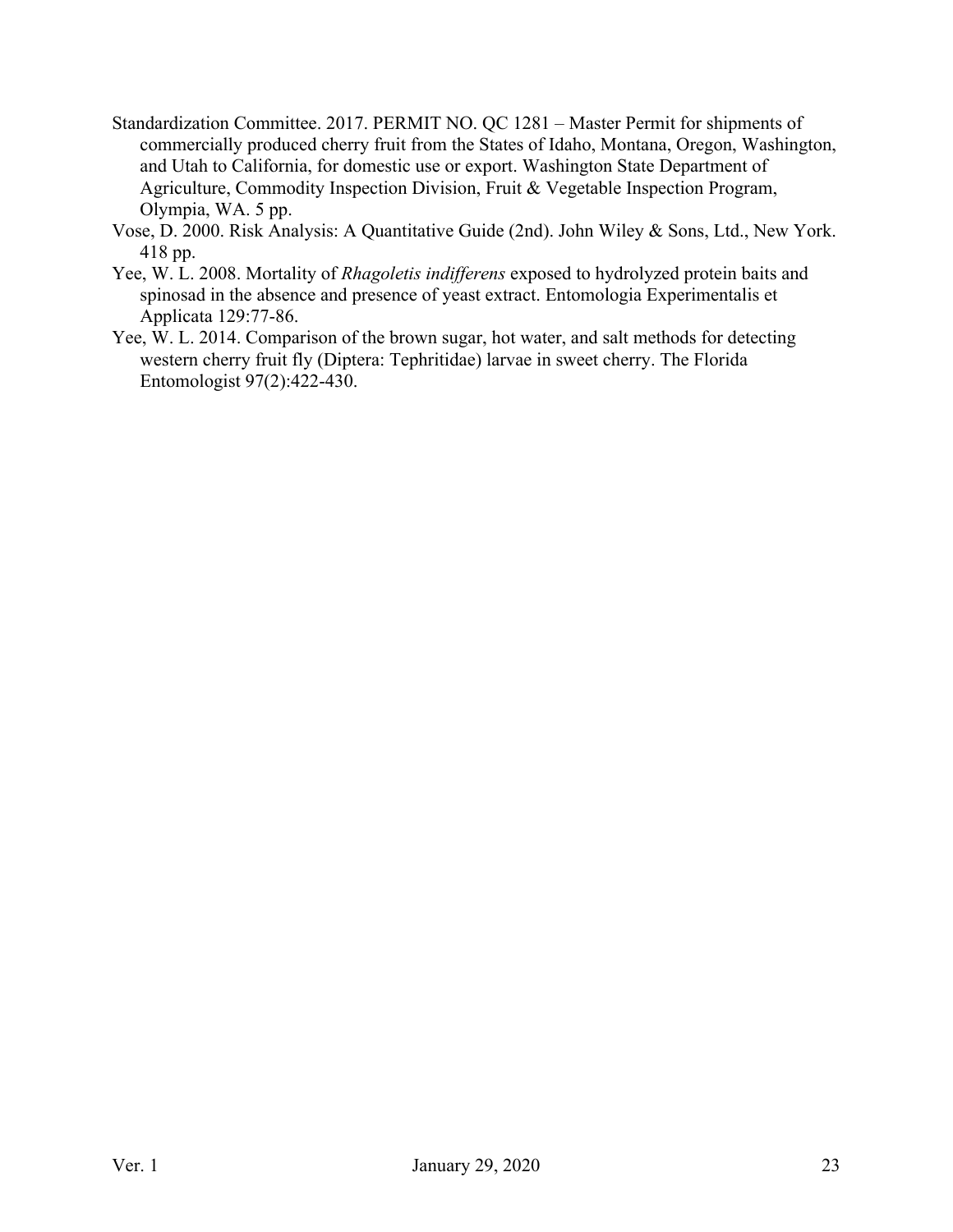Standardization Committee. 2017. PERMIT NO. QC 1281 – Master Permit for shipments of commercially produced cherry fruit from the States of Idaho, Montana, Oregon, Washington, and Utah to California, for domestic use or export. Washington State Department of Agriculture, Commodity Inspection Division, Fruit & Vegetable Inspection Program, Olympia, WA. 5 pp.

Vose, D. 2000. Risk Analysis: A Quantitative Guide (2nd). John Wiley & Sons, Ltd., New York. 418 pp.

Yee, W. L. 2008. Mortality of *Rhagoletis indifferens* exposed to hydrolyzed protein baits and spinosad in the absence and presence of yeast extract. Entomologia Experimentalis et Applicata 129:77-86.

Yee, W. L. 2014. Comparison of the brown sugar, hot water, and salt methods for detecting western cherry fruit fly (Diptera: Tephritidae) larvae in sweet cherry. The Florida Entomologist 97(2):422-430.